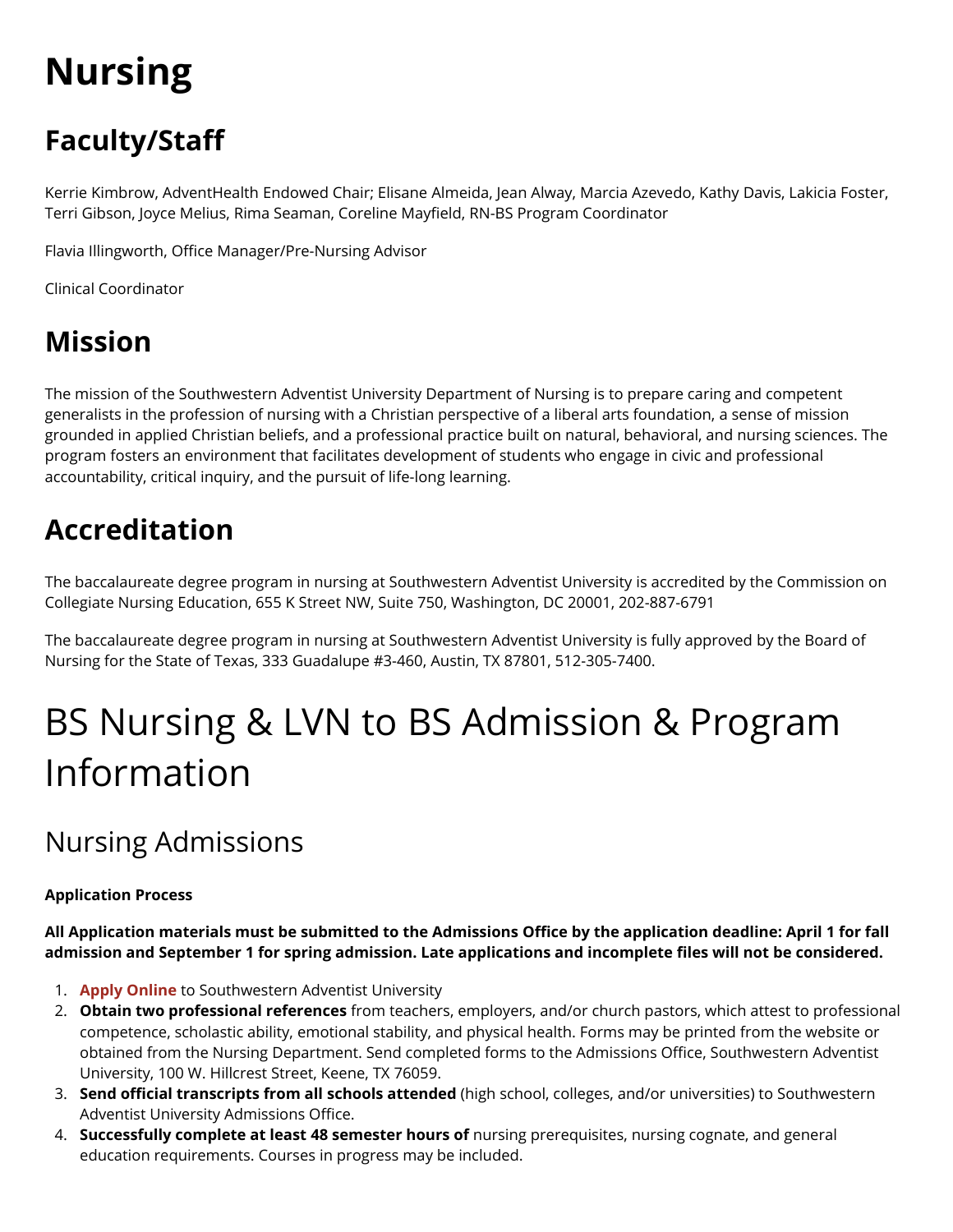# Nursing

## Faculty/Staff

Kerrie Kimbrow, AdventHealth Endowed Chair; Elisane Almeida, Jean Alway, Marcia Azevedo, Kathy Davis, Lakicia Foster, Terri Gibson, Joyce Melius, Rima Seaman, Coreline Mayfield, RN-BS Program Coordinator

Flavia Illingworth, Office Manager/Pre-Nursing Advisor

Clinical Coordinator

## Mission

The mission of the Southwestern Adventist University Department of Nursing is to prepare caring and competent generalists in the profession of nursing with a Christian perspective of a liberal arts foundation, a sense of mission grounded in applied Christian beliefs, and a professional practice built on natural, behavioral, and nursing sciences. The program fosters an environment that facilitates development of students who engage in civic and professional accountability, critical inquiry, and the pursuit of life-long learning.

## Accreditation

The baccalaureate degree program in nursing at Southwestern Adventist University is accredited by the Commission on Collegiate Nursing Education, 655 K Street NW, Suite 750, Washington, DC 20001, 202-887-6791

The baccalaureate degree program in nursing at Southwestern Adventist University is fully approved by the Board of Nursing for the State of Texas, 333 Guadalupe #3-460, Austin, TX 87801, 512-305-7400.

# BS Nursing & LVN to BS Admission & Program Information

## Nursing Admissions

**Application Process**

**All Application materials must be submitted to the Admissions Office by the application deadline: April 1 for fall admission and September 1 for spring admission. Late applications and incomplete files will not be considered.**

1. **Apply Online** to Southwestern Adventist University
2. **Obtain two professional references** from teachers, employers, and/or church pastors, which attest to professional competence, scholastic ability, emotional stability, and physical health. Forms may be printed from the website or obtained from the Nursing Department. Send completed forms to the Admissions Office, Southwestern Adventist University, 100 W. Hillcrest Street, Keene, TX 76059.
3. **Send official transcripts from all schools attended** (high school, colleges, and/or universities) to Southwestern Adventist University Admissions Office.
4. **Successfully complete at least 48 semester hours of** nursing prerequisites, nursing cognate, and general education requirements. Courses in progress may be included.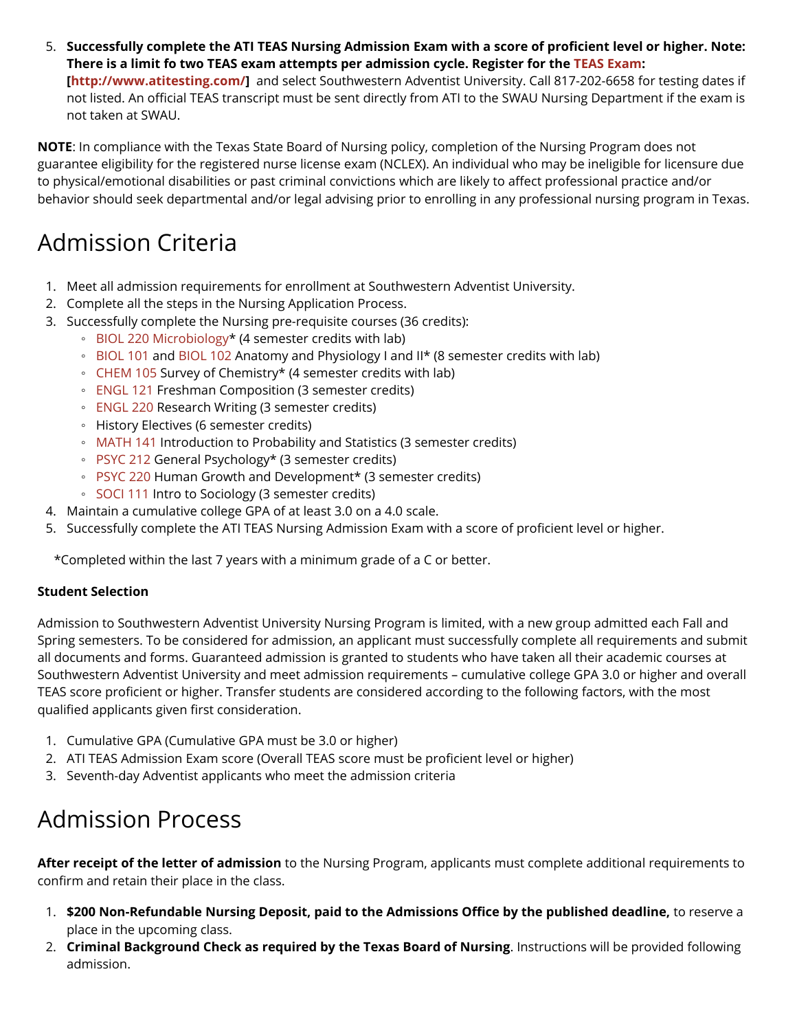5. **Successfully complete the ATI TEAS Nursing Admission Exam with a score of proficient level or higher. Note: There is a limit fo two TEAS exam attempts per admission cycle. Register for the TEAS Exam: [http://www.atitesting.com/]** and select Southwestern Adventist University. Call 817-202-6658 for testing dates if not listed. An official TEAS transcript must be sent directly from ATI to the SWAU Nursing Department if the exam is not taken at SWAU.

**NOTE**: In compliance with the Texas State Board of Nursing policy, completion of the Nursing Program does not guarantee eligibility for the registered nurse license exam (NCLEX). An individual who may be ineligible for licensure due to physical/emotional disabilities or past criminal convictions which are likely to affect professional practice and/or behavior should seek departmental and/or legal advising prior to enrolling in any professional nursing program in Texas.

# Admission Criteria

1. Meet all admission requirements for enrollment at Southwestern Adventist University.
2. Complete all the steps in the Nursing Application Process.
3. Successfully complete the Nursing pre-requisite courses (36 credits):
   - BIOL 220 Microbiology* (4 semester credits with lab)
   - BIOL 101 and BIOL 102 Anatomy and Physiology I and II* (8 semester credits with lab)
   - CHEM 105 Survey of Chemistry* (4 semester credits with lab)
   - ENGL 121 Freshman Composition (3 semester credits)
   - ENGL 220 Research Writing (3 semester credits)
   - History Electives (6 semester credits)
   - MATH 141 Introduction to Probability and Statistics (3 semester credits)
   - PSYC 212 General Psychology* (3 semester credits)
   - PSYC 220 Human Growth and Development* (3 semester credits)
   - SOCI 111 Intro to Sociology (3 semester credits)
4. Maintain a cumulative college GPA of at least 3.0 on a 4.0 scale.
5. Successfully complete the ATI TEAS Nursing Admission Exam with a score of proficient level or higher.

*Completed within the last 7 years with a minimum grade of a C or better.

**Student Selection**

Admission to Southwestern Adventist University Nursing Program is limited, with a new group admitted each Fall and Spring semesters. To be considered for admission, an applicant must successfully complete all requirements and submit all documents and forms. Guaranteed admission is granted to students who have taken all their academic courses at Southwestern Adventist University and meet admission requirements – cumulative college GPA 3.0 or higher and overall TEAS score proficient or higher. Transfer students are considered according to the following factors, with the most qualified applicants given first consideration.

1. Cumulative GPA (Cumulative GPA must be 3.0 or higher)
2. ATI TEAS Admission Exam score (Overall TEAS score must be proficient level or higher)
3. Seventh-day Adventist applicants who meet the admission criteria

# Admission Process

**After receipt of the letter of admission** to the Nursing Program, applicants must complete additional requirements to confirm and retain their place in the class.

1. **$200 Non-Refundable Nursing Deposit, paid to the Admissions Office by the published deadline,** to reserve a place in the upcoming class.
2. **Criminal Background Check as required by the Texas Board of Nursing**. Instructions will be provided following admission.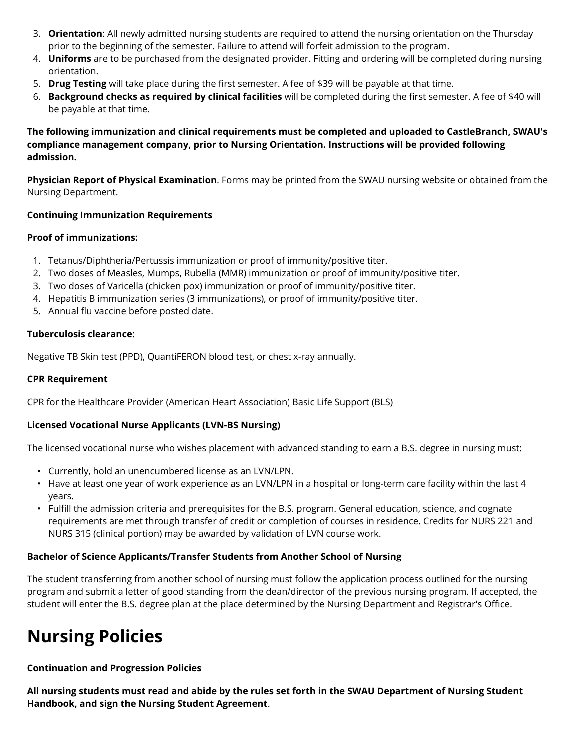3. **Orientation**: All newly admitted nursing students are required to attend the nursing orientation on the Thursday prior to the beginning of the semester. Failure to attend will forfeit admission to the program.
4. **Uniforms** are to be purchased from the designated provider. Fitting and ordering will be completed during nursing orientation.
5. **Drug Testing** will take place during the first semester. A fee of $39 will be payable at that time.
6. **Background checks as required by clinical facilities** will be completed during the first semester. A fee of $40 will be payable at that time.

**The following immunization and clinical requirements must be completed and uploaded to CastleBranch, SWAU's compliance management company, prior to Nursing Orientation. Instructions will be provided following admission.**

**Physician Report of Physical Examination**. Forms may be printed from the SWAU nursing website or obtained from the Nursing Department.

**Continuing Immunization Requirements**

**Proof of immunizations:**

1. Tetanus/Diphtheria/Pertussis immunization or proof of immunity/positive titer.
2. Two doses of Measles, Mumps, Rubella (MMR) immunization or proof of immunity/positive titer.
3. Two doses of Varicella (chicken pox) immunization or proof of immunity/positive titer.
4. Hepatitis B immunization series (3 immunizations), or proof of immunity/positive titer.
5. Annual flu vaccine before posted date.

**Tuberculosis clearance**:

Negative TB Skin test (PPD), QuantiFERON blood test, or chest x-ray annually.

**CPR Requirement**

CPR for the Healthcare Provider (American Heart Association) Basic Life Support (BLS)

**Licensed Vocational Nurse Applicants (LVN-BS Nursing)**

The licensed vocational nurse who wishes placement with advanced standing to earn a B.S. degree in nursing must:

- Currently, hold an unencumbered license as an LVN/LPN.
- Have at least one year of work experience as an LVN/LPN in a hospital or long-term care facility within the last 4 years.
- Fulfill the admission criteria and prerequisites for the B.S. program. General education, science, and cognate requirements are met through transfer of credit or completion of courses in residence. Credits for NURS 221 and NURS 315 (clinical portion) may be awarded by validation of LVN course work.

**Bachelor of Science Applicants/Transfer Students from Another School of Nursing**

The student transferring from another school of nursing must follow the application process outlined for the nursing program and submit a letter of good standing from the dean/director of the previous nursing program. If accepted, the student will enter the B.S. degree plan at the place determined by the Nursing Department and Registrar's Office.

# Nursing Policies

**Continuation and Progression Policies**

**All nursing students must read and abide by the rules set forth in the SWAU Department of Nursing Student Handbook, and sign the Nursing Student Agreement**.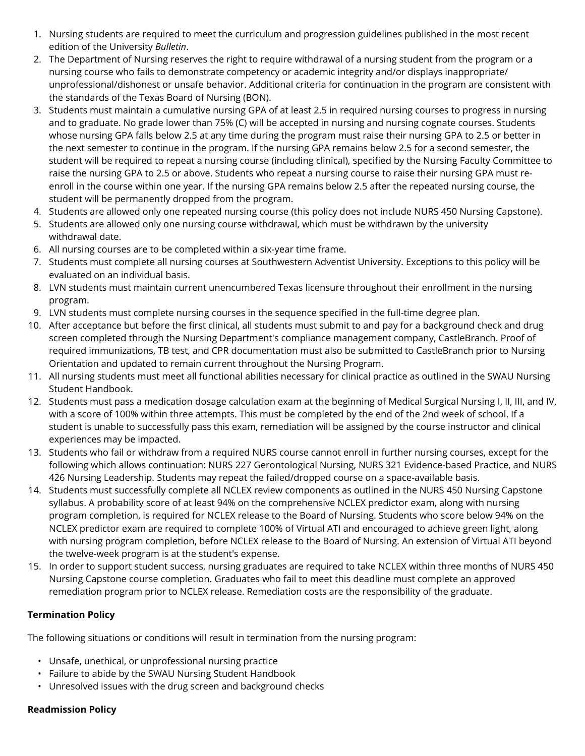1. Nursing students are required to meet the curriculum and progression guidelines published in the most recent edition of the University *Bulletin*.
2. The Department of Nursing reserves the right to require withdrawal of a nursing student from the program or a nursing course who fails to demonstrate competency or academic integrity and/or displays inappropriate/ unprofessional/dishonest or unsafe behavior. Additional criteria for continuation in the program are consistent with the standards of the Texas Board of Nursing (BON).
3. Students must maintain a cumulative nursing GPA of at least 2.5 in required nursing courses to progress in nursing and to graduate. No grade lower than 75% (C) will be accepted in nursing and nursing cognate courses. Students whose nursing GPA falls below 2.5 at any time during the program must raise their nursing GPA to 2.5 or better in the next semester to continue in the program. If the nursing GPA remains below 2.5 for a second semester, the student will be required to repeat a nursing course (including clinical), specified by the Nursing Faculty Committee to raise the nursing GPA to 2.5 or above. Students who repeat a nursing course to raise their nursing GPA must re-enroll in the course within one year. If the nursing GPA remains below 2.5 after the repeated nursing course, the student will be permanently dropped from the program.
4. Students are allowed only one repeated nursing course (this policy does not include NURS 450 Nursing Capstone).
5. Students are allowed only one nursing course withdrawal, which must be withdrawn by the university withdrawal date.
6. All nursing courses are to be completed within a six-year time frame.
7. Students must complete all nursing courses at Southwestern Adventist University. Exceptions to this policy will be evaluated on an individual basis.
8. LVN students must maintain current unencumbered Texas licensure throughout their enrollment in the nursing program.
9. LVN students must complete nursing courses in the sequence specified in the full-time degree plan.
10. After acceptance but before the first clinical, all students must submit to and pay for a background check and drug screen completed through the Nursing Department's compliance management company, CastleBranch. Proof of required immunizations, TB test, and CPR documentation must also be submitted to CastleBranch prior to Nursing Orientation and updated to remain current throughout the Nursing Program.
11. All nursing students must meet all functional abilities necessary for clinical practice as outlined in the SWAU Nursing Student Handbook.
12. Students must pass a medication dosage calculation exam at the beginning of Medical Surgical Nursing I, II, III, and IV, with a score of 100% within three attempts. This must be completed by the end of the 2nd week of school. If a student is unable to successfully pass this exam, remediation will be assigned by the course instructor and clinical experiences may be impacted.
13. Students who fail or withdraw from a required NURS course cannot enroll in further nursing courses, except for the following which allows continuation: NURS 227 Gerontological Nursing, NURS 321 Evidence-based Practice, and NURS 426 Nursing Leadership. Students may repeat the failed/dropped course on a space-available basis.
14. Students must successfully complete all NCLEX review components as outlined in the NURS 450 Nursing Capstone syllabus. A probability score of at least 94% on the comprehensive NCLEX predictor exam, along with nursing program completion, is required for NCLEX release to the Board of Nursing. Students who score below 94% on the NCLEX predictor exam are required to complete 100% of Virtual ATI and encouraged to achieve green light, along with nursing program completion, before NCLEX release to the Board of Nursing. An extension of Virtual ATI beyond the twelve-week program is at the student's expense.
15. In order to support student success, nursing graduates are required to take NCLEX within three months of NURS 450 Nursing Capstone course completion. Graduates who fail to meet this deadline must complete an approved remediation program prior to NCLEX release. Remediation costs are the responsibility of the graduate.

**Termination Policy**

The following situations or conditions will result in termination from the nursing program:

- Unsafe, unethical, or unprofessional nursing practice
- Failure to abide by the SWAU Nursing Student Handbook
- Unresolved issues with the drug screen and background checks

**Readmission Policy**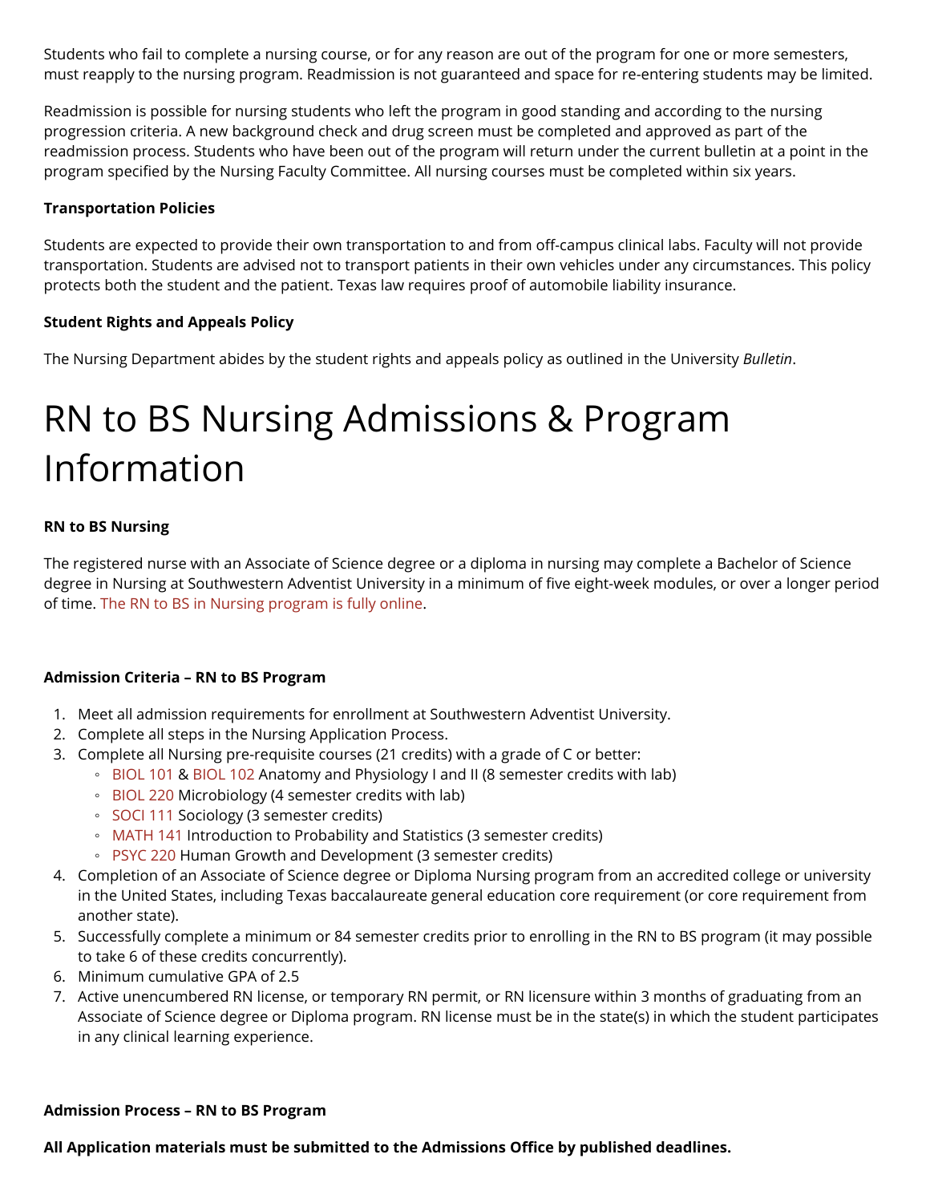Students who fail to complete a nursing course, or for any reason are out of the program for one or more semesters, must reapply to the nursing program. Readmission is not guaranteed and space for re-entering students may be limited.

Readmission is possible for nursing students who left the program in good standing and according to the nursing progression criteria. A new background check and drug screen must be completed and approved as part of the readmission process. Students who have been out of the program will return under the current bulletin at a point in the program specified by the Nursing Faculty Committee. All nursing courses must be completed within six years.

**Transportation Policies**

Students are expected to provide their own transportation to and from off-campus clinical labs. Faculty will not provide transportation. Students are advised not to transport patients in their own vehicles under any circumstances. This policy protects both the student and the patient. Texas law requires proof of automobile liability insurance.

**Student Rights and Appeals Policy**

The Nursing Department abides by the student rights and appeals policy as outlined in the University *Bulletin*.

# RN to BS Nursing Admissions & Program Information

**RN to BS Nursing**

The registered nurse with an Associate of Science degree or a diploma in nursing may complete a Bachelor of Science degree in Nursing at Southwestern Adventist University in a minimum of five eight-week modules, or over a longer period of time. The RN to BS in Nursing program is fully online.

**Admission Criteria – RN to BS Program**

1. Meet all admission requirements for enrollment at Southwestern Adventist University.
2. Complete all steps in the Nursing Application Process.
3. Complete all Nursing pre-requisite courses (21 credits) with a grade of C or better:
   - BIOL 101 & BIOL 102 Anatomy and Physiology I and II (8 semester credits with lab)
   - BIOL 220 Microbiology (4 semester credits with lab)
   - SOCI 111 Sociology (3 semester credits)
   - MATH 141 Introduction to Probability and Statistics (3 semester credits)
   - PSYC 220 Human Growth and Development (3 semester credits)
4. Completion of an Associate of Science degree or Diploma Nursing program from an accredited college or university in the United States, including Texas baccalaureate general education core requirement (or core requirement from another state).
5. Successfully complete a minimum or 84 semester credits prior to enrolling in the RN to BS program (it may possible to take 6 of these credits concurrently).
6. Minimum cumulative GPA of 2.5
7. Active unencumbered RN license, or temporary RN permit, or RN licensure within 3 months of graduating from an Associate of Science degree or Diploma program. RN license must be in the state(s) in which the student participates in any clinical learning experience.

**Admission Process – RN to BS Program**

**All Application materials must be submitted to the Admissions Office by published deadlines.**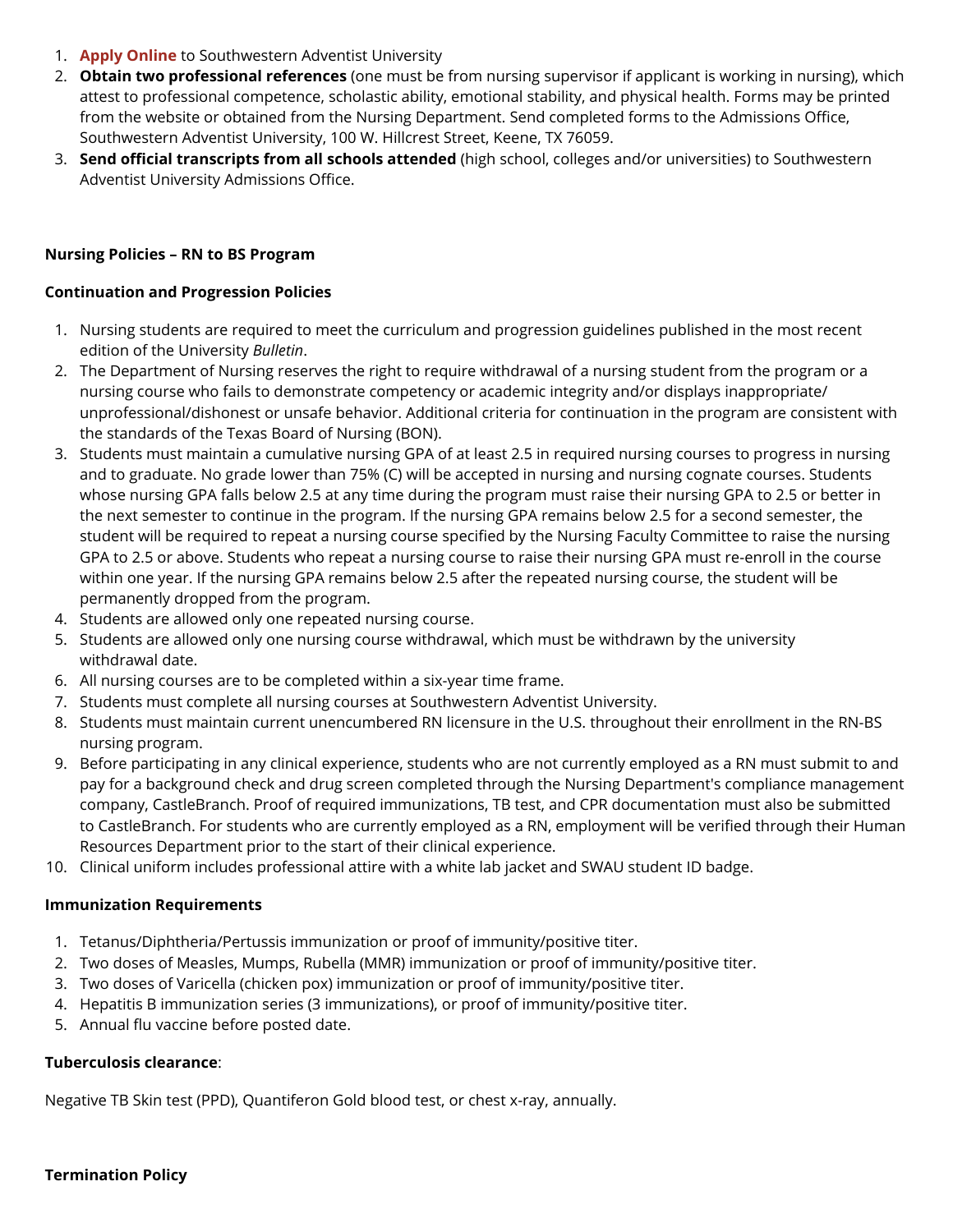1. **Apply Online** to Southwestern Adventist University
2. **Obtain two professional references** (one must be from nursing supervisor if applicant is working in nursing), which attest to professional competence, scholastic ability, emotional stability, and physical health. Forms may be printed from the website or obtained from the Nursing Department. Send completed forms to the Admissions Office, Southwestern Adventist University, 100 W. Hillcrest Street, Keene, TX 76059.
3. **Send official transcripts from all schools attended** (high school, colleges and/or universities) to Southwestern Adventist University Admissions Office.

**Nursing Policies – RN to BS Program**

**Continuation and Progression Policies**

1. Nursing students are required to meet the curriculum and progression guidelines published in the most recent edition of the University *Bulletin*.
2. The Department of Nursing reserves the right to require withdrawal of a nursing student from the program or a nursing course who fails to demonstrate competency or academic integrity and/or displays inappropriate/ unprofessional/dishonest or unsafe behavior. Additional criteria for continuation in the program are consistent with the standards of the Texas Board of Nursing (BON).
3. Students must maintain a cumulative nursing GPA of at least 2.5 in required nursing courses to progress in nursing and to graduate. No grade lower than 75% (C) will be accepted in nursing and nursing cognate courses. Students whose nursing GPA falls below 2.5 at any time during the program must raise their nursing GPA to 2.5 or better in the next semester to continue in the program. If the nursing GPA remains below 2.5 for a second semester, the student will be required to repeat a nursing course specified by the Nursing Faculty Committee to raise the nursing GPA to 2.5 or above. Students who repeat a nursing course to raise their nursing GPA must re-enroll in the course within one year. If the nursing GPA remains below 2.5 after the repeated nursing course, the student will be permanently dropped from the program.
4. Students are allowed only one repeated nursing course.
5. Students are allowed only one nursing course withdrawal, which must be withdrawn by the university withdrawal date.
6. All nursing courses are to be completed within a six-year time frame.
7. Students must complete all nursing courses at Southwestern Adventist University.
8. Students must maintain current unencumbered RN licensure in the U.S. throughout their enrollment in the RN-BS nursing program.
9. Before participating in any clinical experience, students who are not currently employed as a RN must submit to and pay for a background check and drug screen completed through the Nursing Department's compliance management company, CastleBranch. Proof of required immunizations, TB test, and CPR documentation must also be submitted to CastleBranch. For students who are currently employed as a RN, employment will be verified through their Human Resources Department prior to the start of their clinical experience.
10. Clinical uniform includes professional attire with a white lab jacket and SWAU student ID badge.

**Immunization Requirements**

1. Tetanus/Diphtheria/Pertussis immunization or proof of immunity/positive titer.
2. Two doses of Measles, Mumps, Rubella (MMR) immunization or proof of immunity/positive titer.
3. Two doses of Varicella (chicken pox) immunization or proof of immunity/positive titer.
4. Hepatitis B immunization series (3 immunizations), or proof of immunity/positive titer.
5. Annual flu vaccine before posted date.

**Tuberculosis clearance**:

Negative TB Skin test (PPD), Quantiferon Gold blood test, or chest x-ray, annually.

**Termination Policy**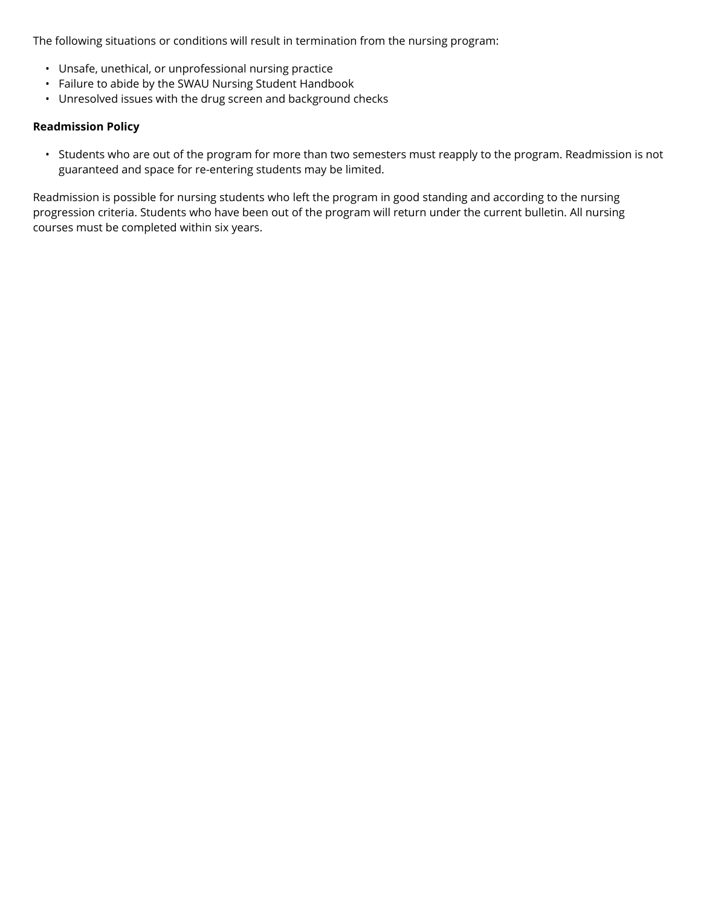The following situations or conditions will result in termination from the nursing program:

- Unsafe, unethical, or unprofessional nursing practice
- Failure to abide by the SWAU Nursing Student Handbook
- Unresolved issues with the drug screen and background checks

**Readmission Policy**

- Students who are out of the program for more than two semesters must reapply to the program. Readmission is not guaranteed and space for re-entering students may be limited.

Readmission is possible for nursing students who left the program in good standing and according to the nursing progression criteria. Students who have been out of the program will return under the current bulletin. All nursing courses must be completed within six years.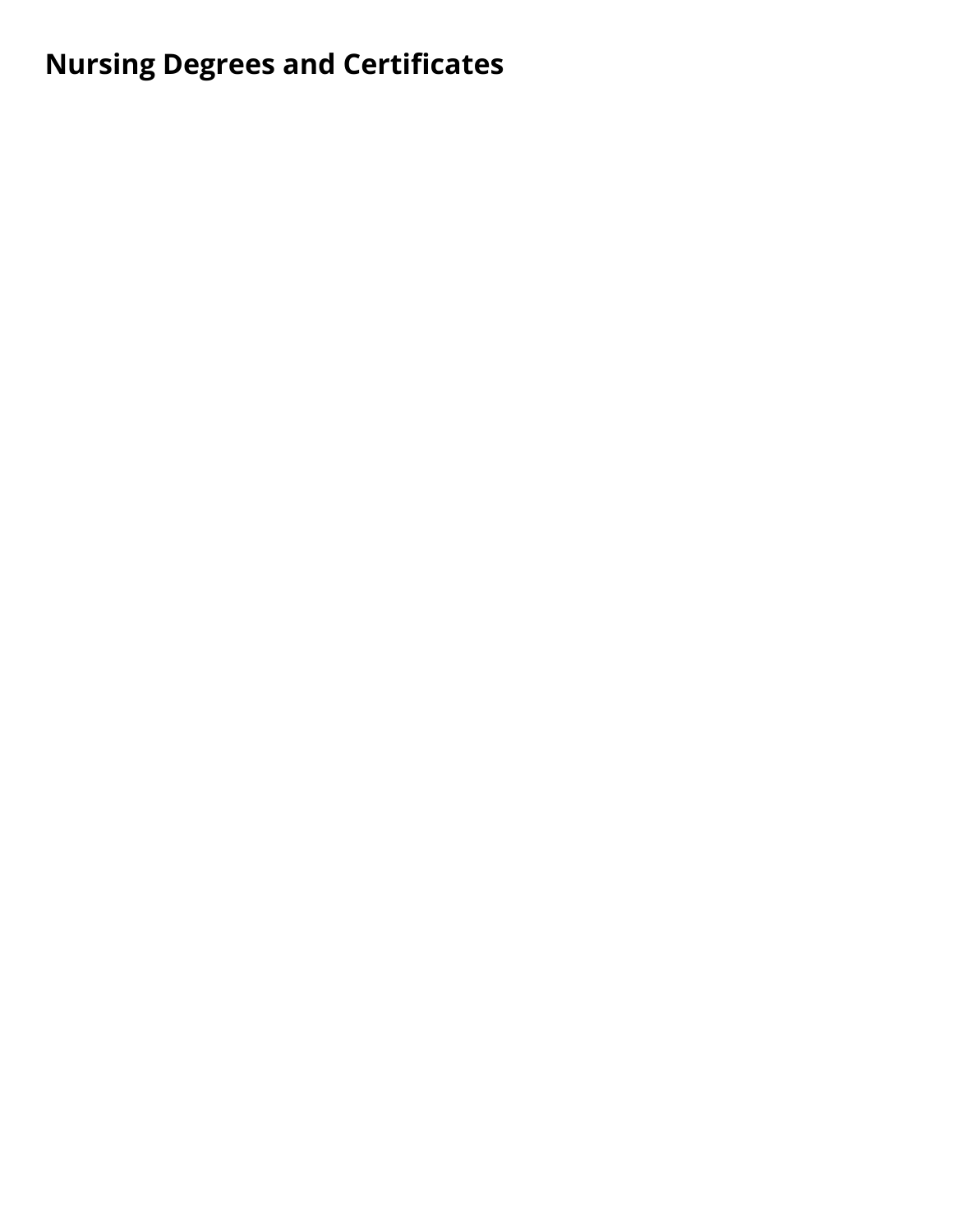## Nursing Degrees and Certificates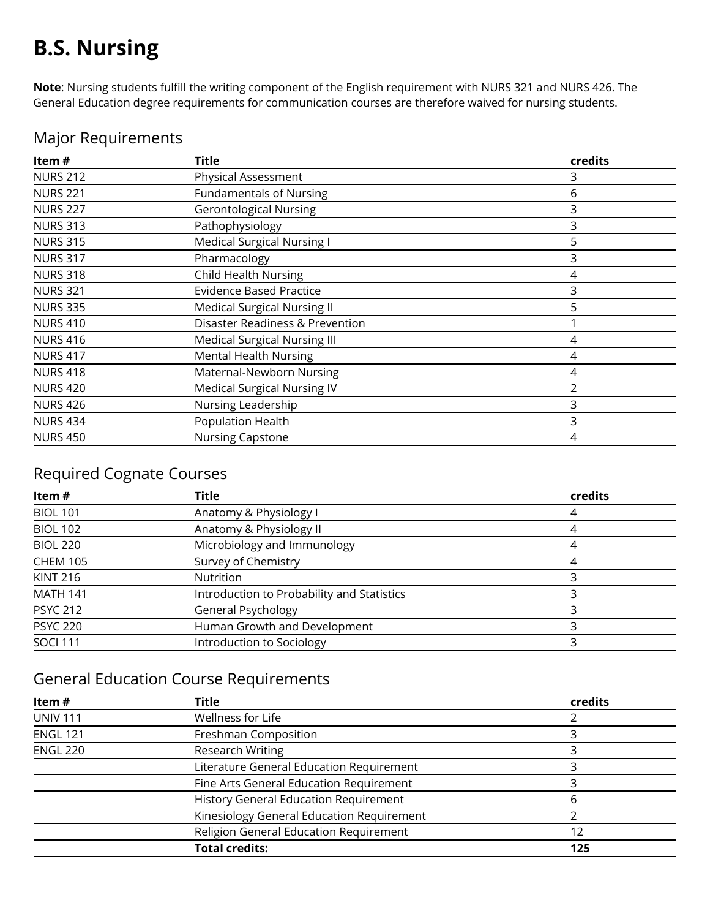# B.S. Nursing

**Note**: Nursing students fulfill the writing component of the English requirement with NURS 321 and NURS 426. The General Education degree requirements for communication courses are therefore waived for nursing students.

## Major Requirements

| Item # | Title | credits |
|---|---|---|
| NURS 212 | Physical Assessment | 3 |
| NURS 221 | Fundamentals of Nursing | 6 |
| NURS 227 | Gerontological Nursing | 3 |
| NURS 313 | Pathophysiology | 3 |
| NURS 315 | Medical Surgical Nursing I | 5 |
| NURS 317 | Pharmacology | 3 |
| NURS 318 | Child Health Nursing | 4 |
| NURS 321 | Evidence Based Practice | 3 |
| NURS 335 | Medical Surgical Nursing II | 5 |
| NURS 410 | Disaster Readiness & Prevention | 1 |
| NURS 416 | Medical Surgical Nursing III | 4 |
| NURS 417 | Mental Health Nursing | 4 |
| NURS 418 | Maternal-Newborn Nursing | 4 |
| NURS 420 | Medical Surgical Nursing IV | 2 |
| NURS 426 | Nursing Leadership | 3 |
| NURS 434 | Population Health | 3 |
| NURS 450 | Nursing Capstone | 4 |

## Required Cognate Courses

| Item # | Title | credits |
|---|---|---|
| BIOL 101 | Anatomy & Physiology I | 4 |
| BIOL 102 | Anatomy & Physiology II | 4 |
| BIOL 220 | Microbiology and Immunology | 4 |
| CHEM 105 | Survey of Chemistry | 4 |
| KINT 216 | Nutrition | 3 |
| MATH 141 | Introduction to Probability and Statistics | 3 |
| PSYC 212 | General Psychology | 3 |
| PSYC 220 | Human Growth and Development | 3 |
| SOCI 111 | Introduction to Sociology | 3 |

## General Education Course Requirements

| Item # | Title | credits |
|---|---|---|
| UNIV 111 | Wellness for Life | 2 |
| ENGL 121 | Freshman Composition | 3 |
| ENGL 220 | Research Writing | 3 |
| | Literature General Education Requirement | 3 |
| | Fine Arts General Education Requirement | 3 |
| | History General Education Requirement | 6 |
| | Kinesiology General Education Requirement | 2 |
| | Religion General Education Requirement | 12 |
| | **Total credits:** | **125** |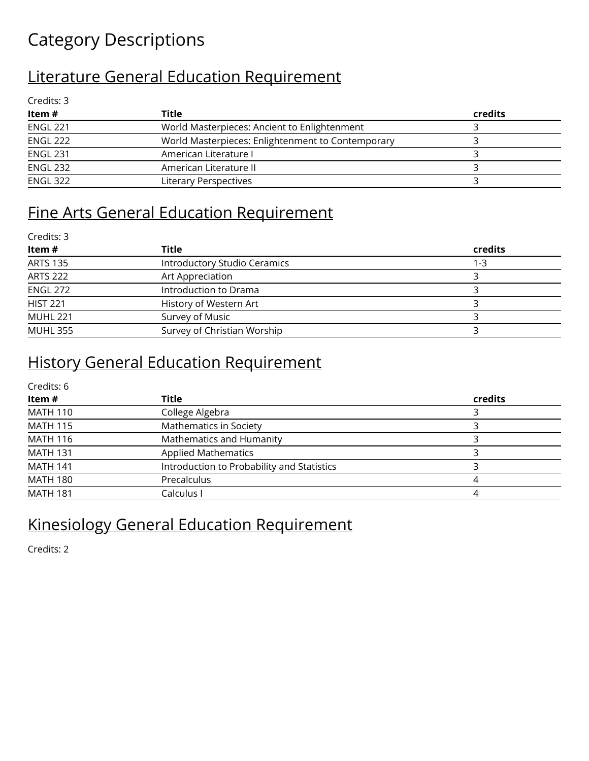# Category Descriptions

## Literature General Education Requirement

Credits: 3

| Item # | Title | credits |
|---|---|---|
| ENGL 221 | World Masterpieces: Ancient to Enlightenment | 3 |
| ENGL 222 | World Masterpieces: Enlightenment to Contemporary | 3 |
| ENGL 231 | American Literature I | 3 |
| ENGL 232 | American Literature II | 3 |
| ENGL 322 | Literary Perspectives | 3 |

## Fine Arts General Education Requirement

Credits: 3

| Item # | Title | credits |
|---|---|---|
| ARTS 135 | Introductory Studio Ceramics | 1-3 |
| ARTS 222 | Art Appreciation | 3 |
| ENGL 272 | Introduction to Drama | 3 |
| HIST 221 | History of Western Art | 3 |
| MUHL 221 | Survey of Music | 3 |
| MUHL 355 | Survey of Christian Worship | 3 |

## History General Education Requirement

Credits: 6

| Item # | Title | credits |
|---|---|---|
| MATH 110 | College Algebra | 3 |
| MATH 115 | Mathematics in Society | 3 |
| MATH 116 | Mathematics and Humanity | 3 |
| MATH 131 | Applied Mathematics | 3 |
| MATH 141 | Introduction to Probability and Statistics | 3 |
| MATH 180 | Precalculus | 4 |
| MATH 181 | Calculus I | 4 |

## Kinesiology General Education Requirement

Credits: 2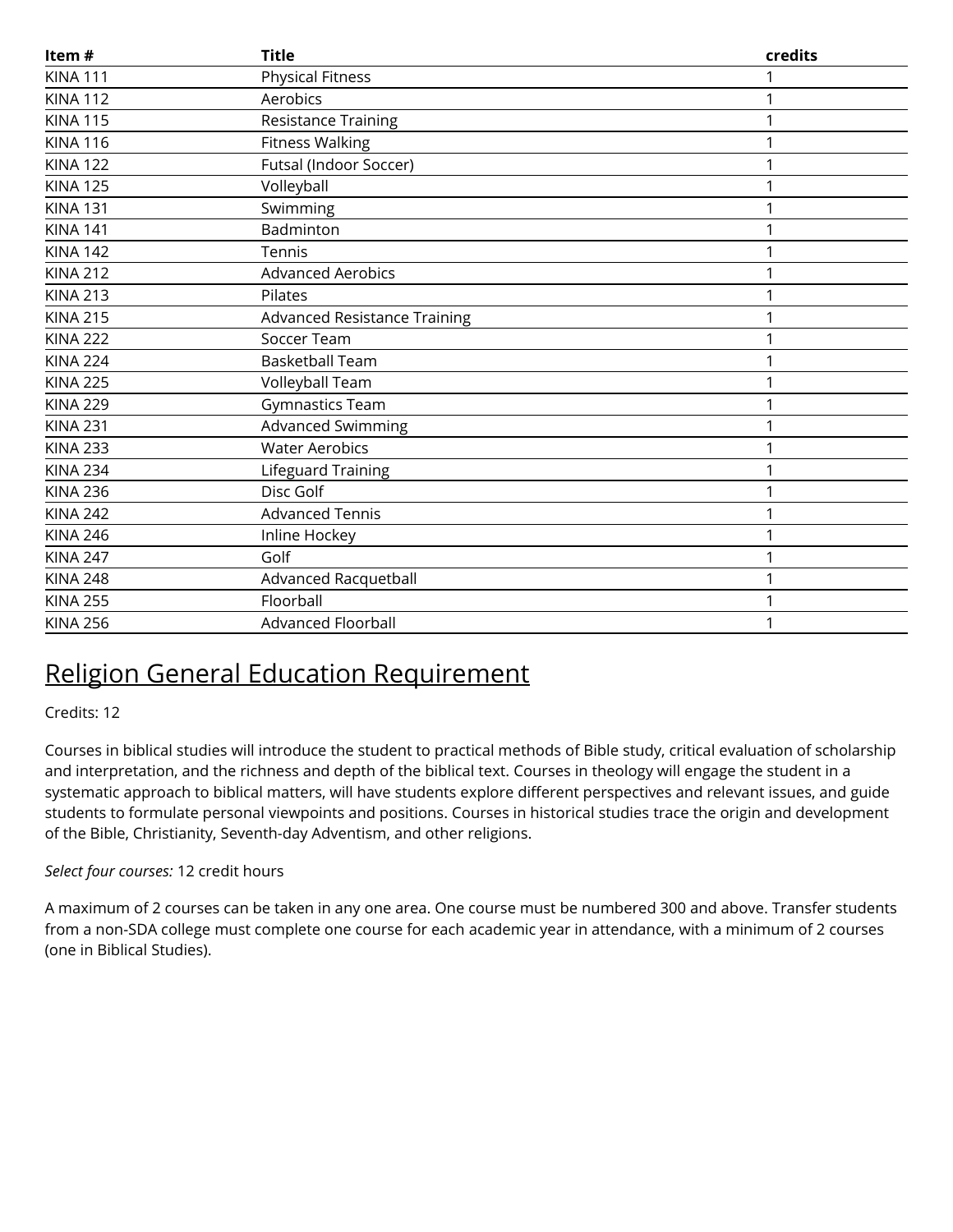| Item # | Title | credits |
|---|---|---|
| KINA 111 | Physical Fitness | 1 |
| KINA 112 | Aerobics | 1 |
| KINA 115 | Resistance Training | 1 |
| KINA 116 | Fitness Walking | 1 |
| KINA 122 | Futsal (Indoor Soccer) | 1 |
| KINA 125 | Volleyball | 1 |
| KINA 131 | Swimming | 1 |
| KINA 141 | Badminton | 1 |
| KINA 142 | Tennis | 1 |
| KINA 212 | Advanced Aerobics | 1 |
| KINA 213 | Pilates | 1 |
| KINA 215 | Advanced Resistance Training | 1 |
| KINA 222 | Soccer Team | 1 |
| KINA 224 | Basketball Team | 1 |
| KINA 225 | Volleyball Team | 1 |
| KINA 229 | Gymnastics Team | 1 |
| KINA 231 | Advanced Swimming | 1 |
| KINA 233 | Water Aerobics | 1 |
| KINA 234 | Lifeguard Training | 1 |
| KINA 236 | Disc Golf | 1 |
| KINA 242 | Advanced Tennis | 1 |
| KINA 246 | Inline Hockey | 1 |
| KINA 247 | Golf | 1 |
| KINA 248 | Advanced Racquetball | 1 |
| KINA 255 | Floorball | 1 |
| KINA 256 | Advanced Floorball | 1 |

## Religion General Education Requirement

Credits: 12

Courses in biblical studies will introduce the student to practical methods of Bible study, critical evaluation of scholarship and interpretation, and the richness and depth of the biblical text. Courses in theology will engage the student in a systematic approach to biblical matters, will have students explore different perspectives and relevant issues, and guide students to formulate personal viewpoints and positions. Courses in historical studies trace the origin and development of the Bible, Christianity, Seventh-day Adventism, and other religions.

*Select four courses:* 12 credit hours

A maximum of 2 courses can be taken in any one area. One course must be numbered 300 and above. Transfer students from a non-SDA college must complete one course for each academic year in attendance, with a minimum of 2 courses (one in Biblical Studies).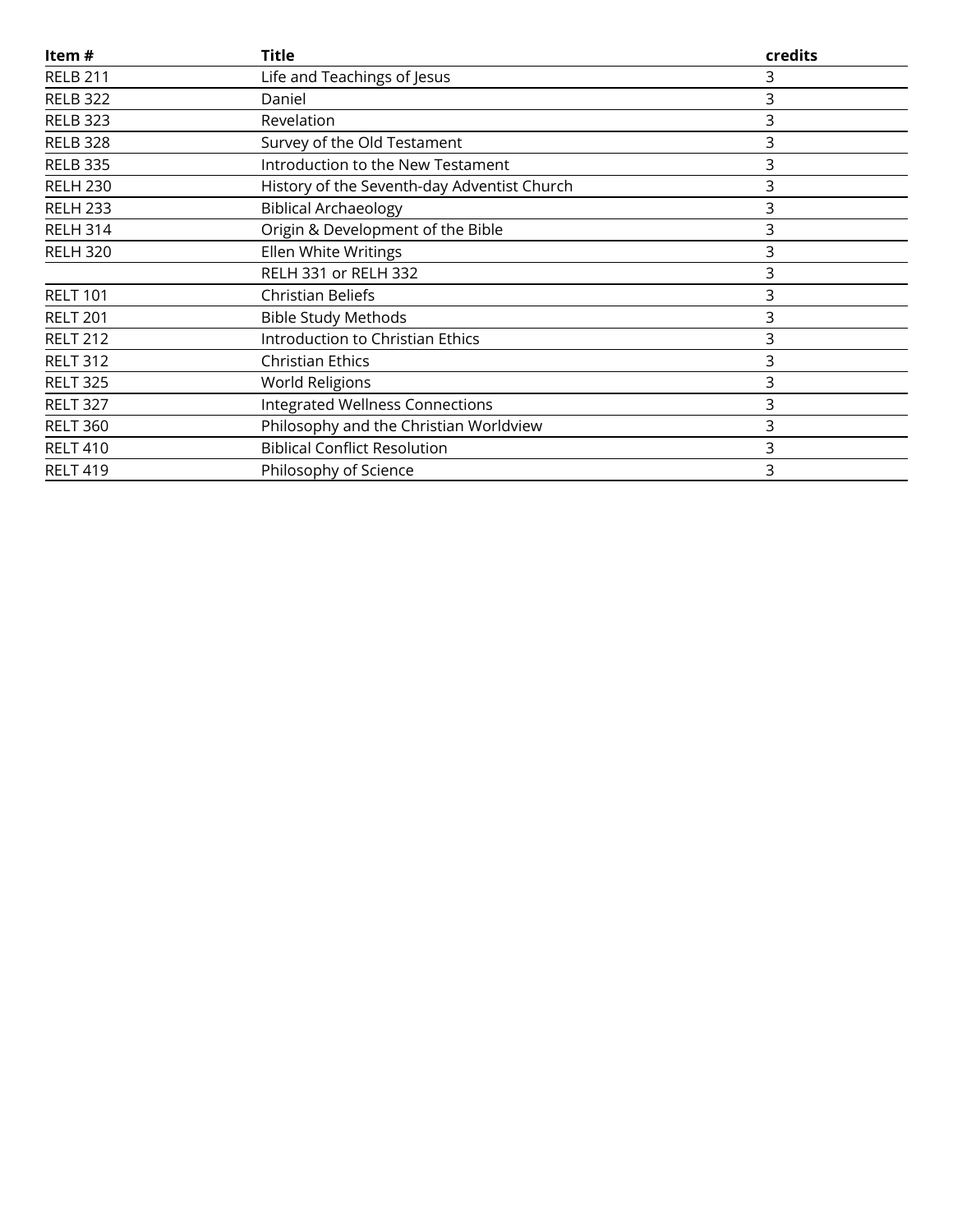| Item # | Title | credits |
| --- | --- | --- |
| RELB 211 | Life and Teachings of Jesus | 3 |
| RELB 322 | Daniel | 3 |
| RELB 323 | Revelation | 3 |
| RELB 328 | Survey of the Old Testament | 3 |
| RELB 335 | Introduction to the New Testament | 3 |
| RELH 230 | History of the Seventh-day Adventist Church | 3 |
| RELH 233 | Biblical Archaeology | 3 |
| RELH 314 | Origin & Development of the Bible | 3 |
| RELH 320 | Ellen White Writings | 3 |
| | RELH 331 or RELH 332 | 3 |
| RELT 101 | Christian Beliefs | 3 |
| RELT 201 | Bible Study Methods | 3 |
| RELT 212 | Introduction to Christian Ethics | 3 |
| RELT 312 | Christian Ethics | 3 |
| RELT 325 | World Religions | 3 |
| RELT 327 | Integrated Wellness Connections | 3 |
| RELT 360 | Philosophy and the Christian Worldview | 3 |
| RELT 410 | Biblical Conflict Resolution | 3 |
| RELT 419 | Philosophy of Science | 3 |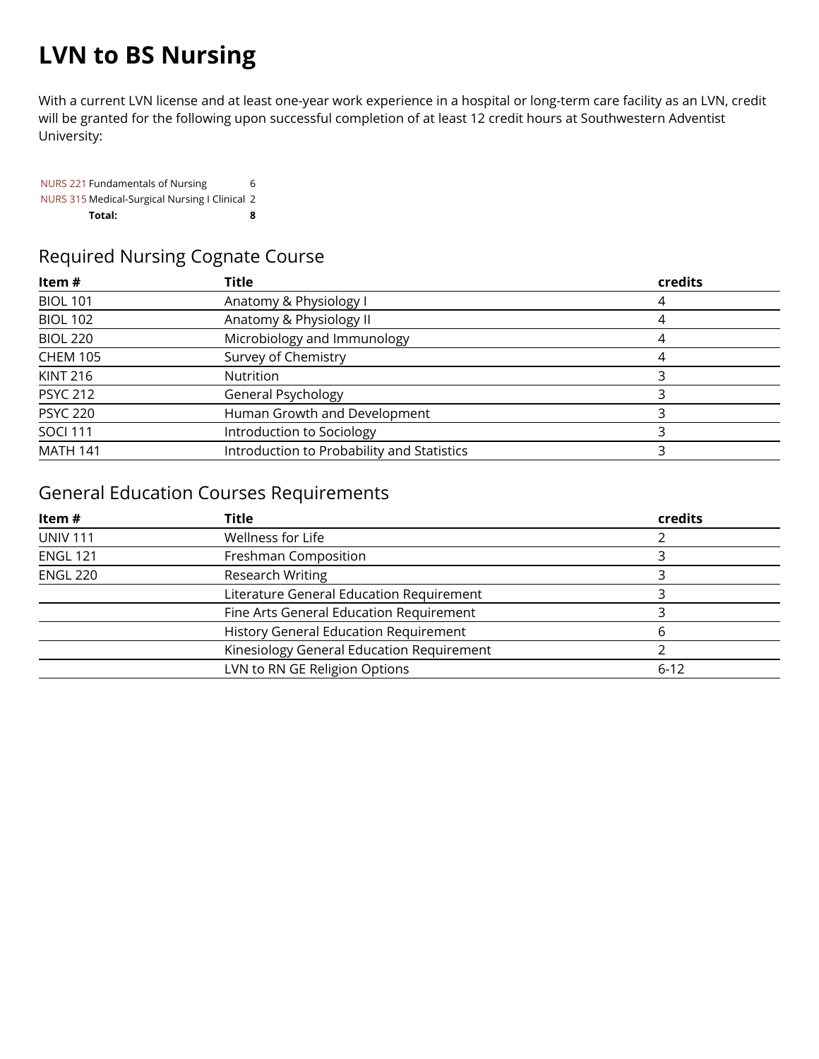# LVN to BS Nursing

With a current LVN license and at least one-year work experience in a hospital or long-term care facility as an LVN, credit will be granted for the following upon successful completion of at least 12 credit hours at Southwestern Adventist University:

| | | |
|---|---|---|
| NURS 221 | Fundamentals of Nursing | 6 |
| NURS 315 | Medical-Surgical Nursing I Clinical | 2 |
| | **Total:** | **8** |

## Required Nursing Cognate Course

| Item # | Title | credits |
|---|---|---|
| BIOL 101 | Anatomy & Physiology I | 4 |
| BIOL 102 | Anatomy & Physiology II | 4 |
| BIOL 220 | Microbiology and Immunology | 4 |
| CHEM 105 | Survey of Chemistry | 4 |
| KINT 216 | Nutrition | 3 |
| PSYC 212 | General Psychology | 3 |
| PSYC 220 | Human Growth and Development | 3 |
| SOCI 111 | Introduction to Sociology | 3 |
| MATH 141 | Introduction to Probability and Statistics | 3 |

## General Education Courses Requirements

| Item # | Title | credits |
|---|---|---|
| UNIV 111 | Wellness for Life | 2 |
| ENGL 121 | Freshman Composition | 3 |
| ENGL 220 | Research Writing | 3 |
| | Literature General Education Requirement | 3 |
| | Fine Arts General Education Requirement | 3 |
| | History General Education Requirement | 6 |
| | Kinesiology General Education Requirement | 2 |
| | LVN to RN GE Religion Options | 6-12 |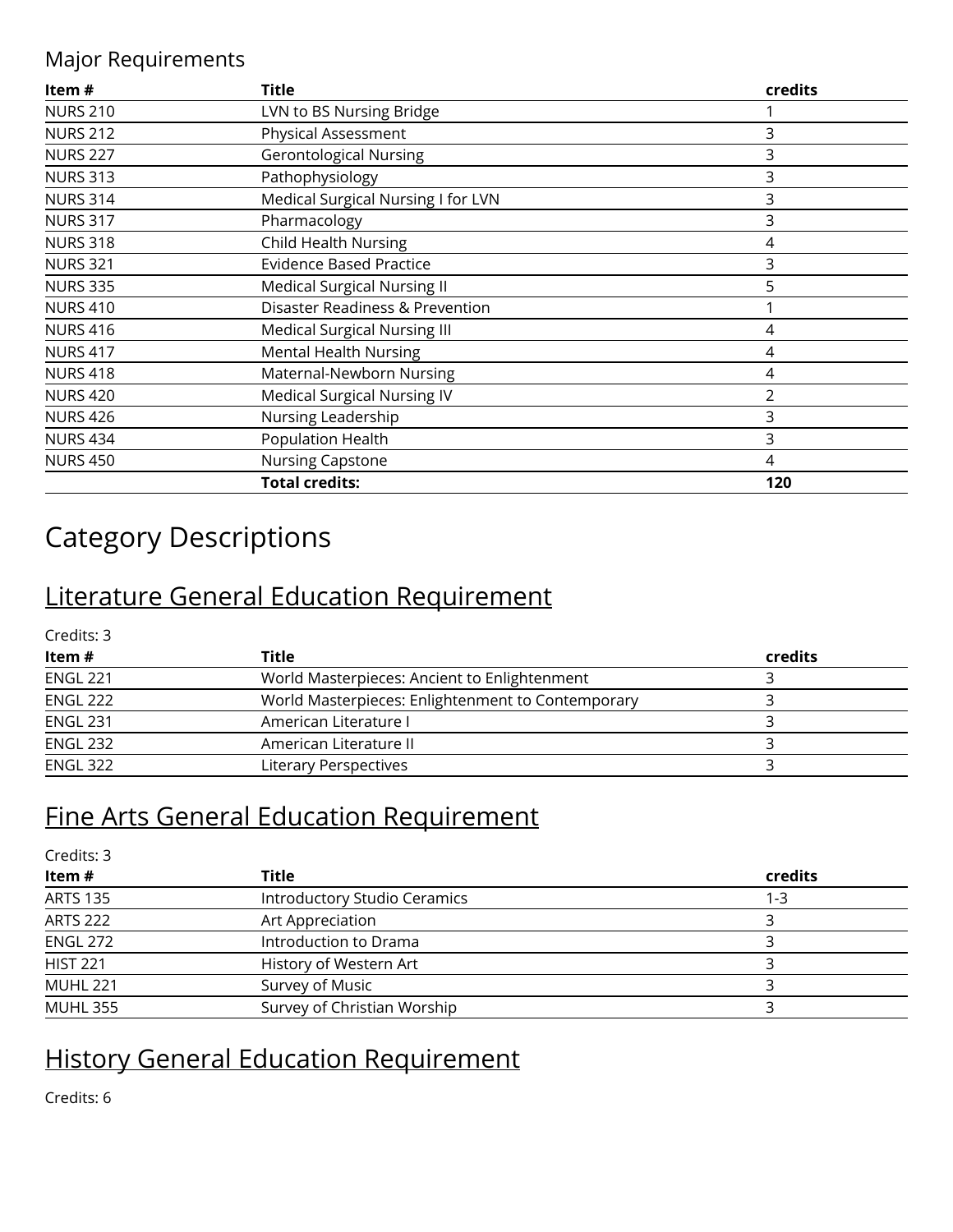## Major Requirements

| Item # | Title | credits |
|---|---|---|
| NURS 210 | LVN to BS Nursing Bridge | 1 |
| NURS 212 | Physical Assessment | 3 |
| NURS 227 | Gerontological Nursing | 3 |
| NURS 313 | Pathophysiology | 3 |
| NURS 314 | Medical Surgical Nursing I for LVN | 3 |
| NURS 317 | Pharmacology | 3 |
| NURS 318 | Child Health Nursing | 4 |
| NURS 321 | Evidence Based Practice | 3 |
| NURS 335 | Medical Surgical Nursing II | 5 |
| NURS 410 | Disaster Readiness & Prevention | 1 |
| NURS 416 | Medical Surgical Nursing III | 4 |
| NURS 417 | Mental Health Nursing | 4 |
| NURS 418 | Maternal-Newborn Nursing | 4 |
| NURS 420 | Medical Surgical Nursing IV | 2 |
| NURS 426 | Nursing Leadership | 3 |
| NURS 434 | Population Health | 3 |
| NURS 450 | Nursing Capstone | 4 |
| | **Total credits:** | **120** |

# Category Descriptions

## Literature General Education Requirement

Credits: 3

| Item # | Title | credits |
|---|---|---|
| ENGL 221 | World Masterpieces: Ancient to Enlightenment | 3 |
| ENGL 222 | World Masterpieces: Enlightenment to Contemporary | 3 |
| ENGL 231 | American Literature I | 3 |
| ENGL 232 | American Literature II | 3 |
| ENGL 322 | Literary Perspectives | 3 |

## Fine Arts General Education Requirement

Credits: 3

| Item # | Title | credits |
|---|---|---|
| ARTS 135 | Introductory Studio Ceramics | 1-3 |
| ARTS 222 | Art Appreciation | 3 |
| ENGL 272 | Introduction to Drama | 3 |
| HIST 221 | History of Western Art | 3 |
| MUHL 221 | Survey of Music | 3 |
| MUHL 355 | Survey of Christian Worship | 3 |

## History General Education Requirement

Credits: 6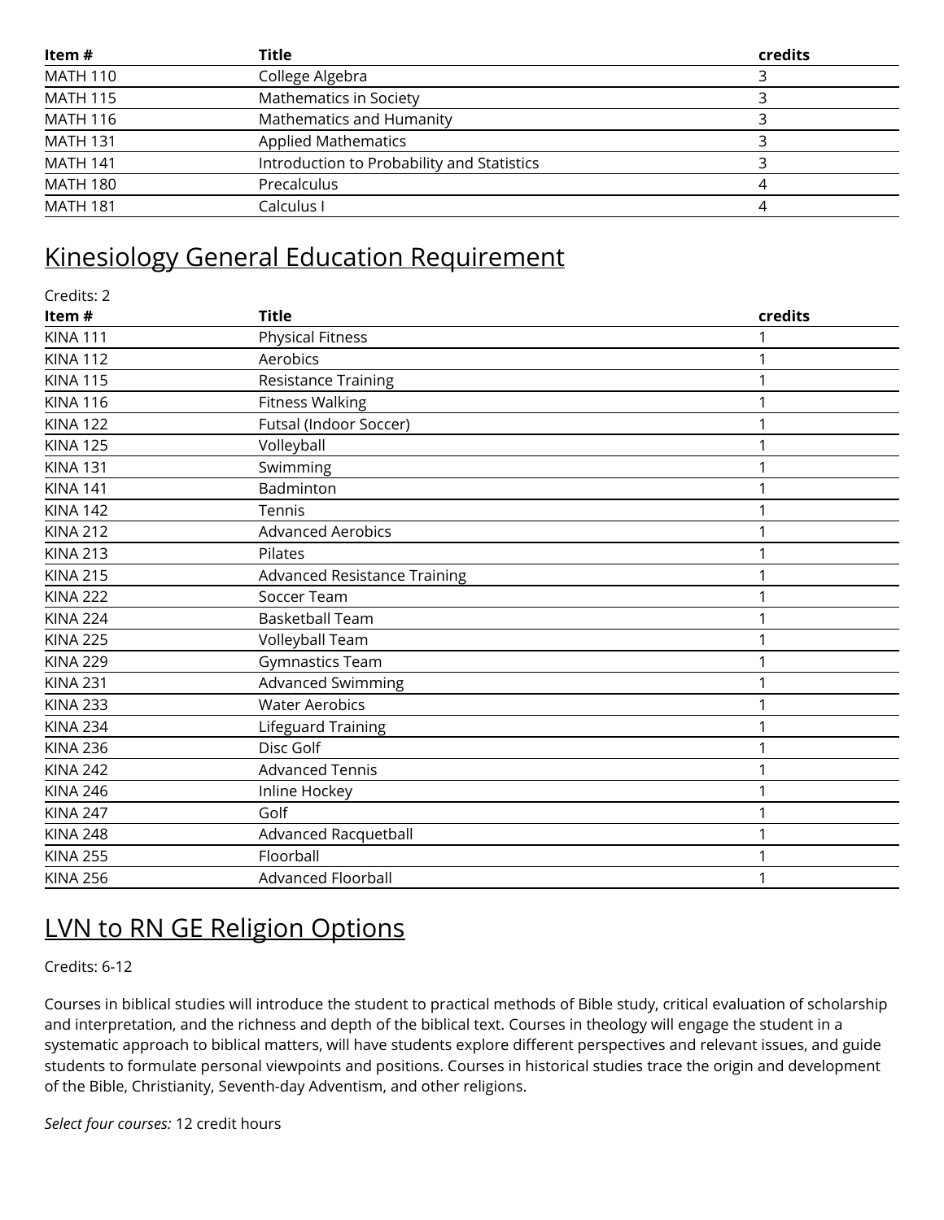| Item # | Title | credits |
| --- | --- | --- |
| MATH 110 | College Algebra | 3 |
| MATH 115 | Mathematics in Society | 3 |
| MATH 116 | Mathematics and Humanity | 3 |
| MATH 131 | Applied Mathematics | 3 |
| MATH 141 | Introduction to Probability and Statistics | 3 |
| MATH 180 | Precalculus | 4 |
| MATH 181 | Calculus I | 4 |

## Kinesiology General Education Requirement

Credits: 2

| Item # | Title | credits |
| --- | --- | --- |
| KINA 111 | Physical Fitness | 1 |
| KINA 112 | Aerobics | 1 |
| KINA 115 | Resistance Training | 1 |
| KINA 116 | Fitness Walking | 1 |
| KINA 122 | Futsal (Indoor Soccer) | 1 |
| KINA 125 | Volleyball | 1 |
| KINA 131 | Swimming | 1 |
| KINA 141 | Badminton | 1 |
| KINA 142 | Tennis | 1 |
| KINA 212 | Advanced Aerobics | 1 |
| KINA 213 | Pilates | 1 |
| KINA 215 | Advanced Resistance Training | 1 |
| KINA 222 | Soccer Team | 1 |
| KINA 224 | Basketball Team | 1 |
| KINA 225 | Volleyball Team | 1 |
| KINA 229 | Gymnastics Team | 1 |
| KINA 231 | Advanced Swimming | 1 |
| KINA 233 | Water Aerobics | 1 |
| KINA 234 | Lifeguard Training | 1 |
| KINA 236 | Disc Golf | 1 |
| KINA 242 | Advanced Tennis | 1 |
| KINA 246 | Inline Hockey | 1 |
| KINA 247 | Golf | 1 |
| KINA 248 | Advanced Racquetball | 1 |
| KINA 255 | Floorball | 1 |
| KINA 256 | Advanced Floorball | 1 |

## LVN to RN GE Religion Options

Credits: 6-12

Courses in biblical studies will introduce the student to practical methods of Bible study, critical evaluation of scholarship and interpretation, and the richness and depth of the biblical text. Courses in theology will engage the student in a systematic approach to biblical matters, will have students explore different perspectives and relevant issues, and guide students to formulate personal viewpoints and positions. Courses in historical studies trace the origin and development of the Bible, Christianity, Seventh-day Adventism, and other religions.

*Select four courses:* 12 credit hours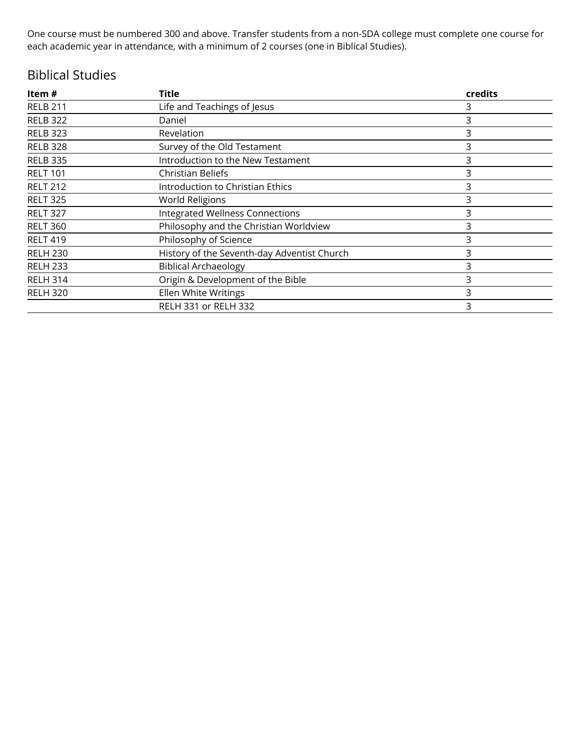One course must be numbered 300 and above. Transfer students from a non-SDA college must complete one course for each academic year in attendance, with a minimum of 2 courses (one in Biblical Studies).

## Biblical Studies

| Item # | Title | credits |
|---|---|---|
| RELB 211 | Life and Teachings of Jesus | 3 |
| RELB 322 | Daniel | 3 |
| RELB 323 | Revelation | 3 |
| RELB 328 | Survey of the Old Testament | 3 |
| RELB 335 | Introduction to the New Testament | 3 |
| RELT 101 | Christian Beliefs | 3 |
| RELT 212 | Introduction to Christian Ethics | 3 |
| RELT 325 | World Religions | 3 |
| RELT 327 | Integrated Wellness Connections | 3 |
| RELT 360 | Philosophy and the Christian Worldview | 3 |
| RELT 419 | Philosophy of Science | 3 |
| RELH 230 | History of the Seventh-day Adventist Church | 3 |
| RELH 233 | Biblical Archaeology | 3 |
| RELH 314 | Origin & Development of the Bible | 3 |
| RELH 320 | Ellen White Writings | 3 |
| | RELH 331 or RELH 332 | 3 |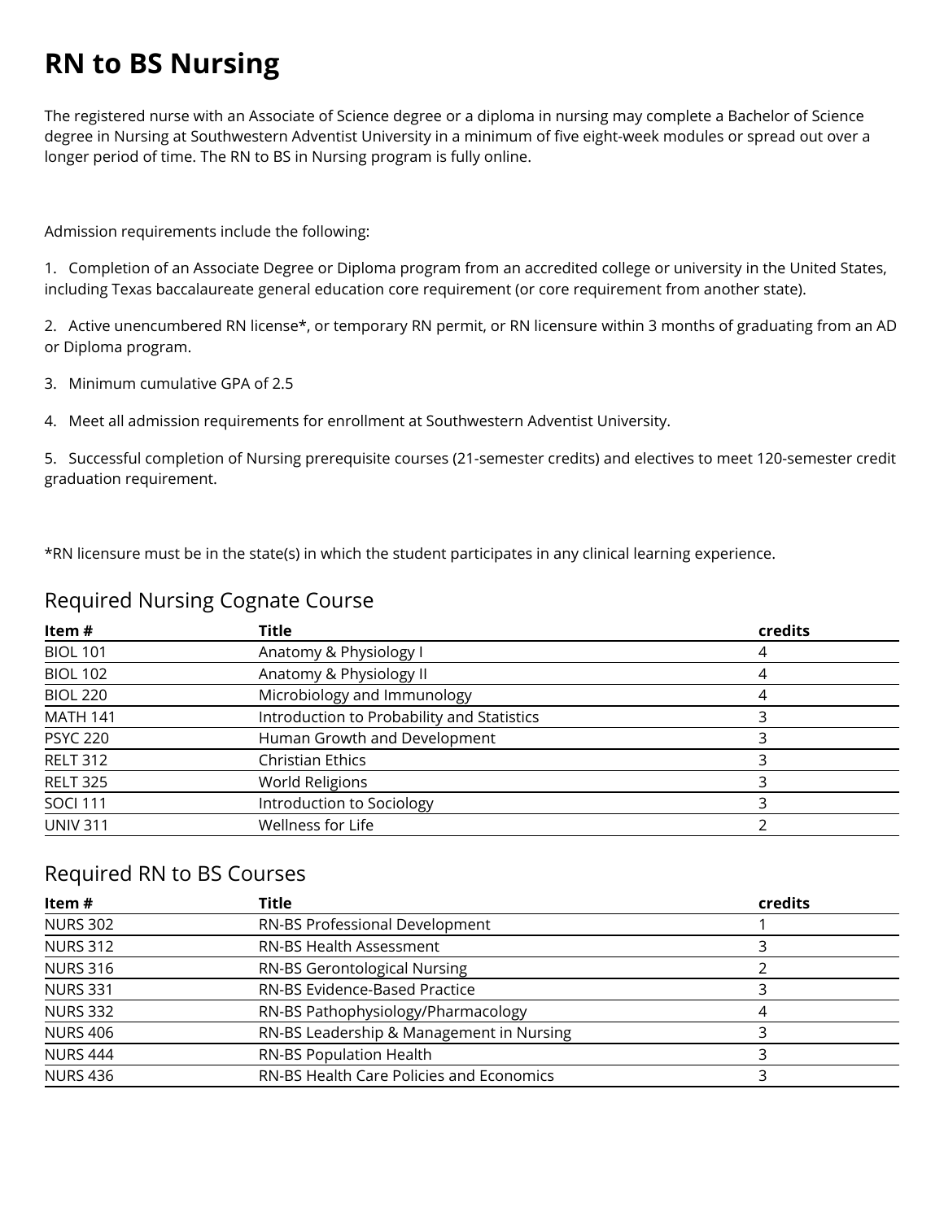# RN to BS Nursing

The registered nurse with an Associate of Science degree or a diploma in nursing may complete a Bachelor of Science degree in Nursing at Southwestern Adventist University in a minimum of five eight-week modules or spread out over a longer period of time. The RN to BS in Nursing program is fully online.

Admission requirements include the following:

1. Completion of an Associate Degree or Diploma program from an accredited college or university in the United States, including Texas baccalaureate general education core requirement (or core requirement from another state).

2. Active unencumbered RN license*, or temporary RN permit, or RN licensure within 3 months of graduating from an AD or Diploma program.

3. Minimum cumulative GPA of 2.5

4. Meet all admission requirements for enrollment at Southwestern Adventist University.

5. Successful completion of Nursing prerequisite courses (21-semester credits) and electives to meet 120-semester credit graduation requirement.

*RN licensure must be in the state(s) in which the student participates in any clinical learning experience.

## Required Nursing Cognate Course

| Item # | Title | credits |
|---|---|---|
| BIOL 101 | Anatomy & Physiology I | 4 |
| BIOL 102 | Anatomy & Physiology II | 4 |
| BIOL 220 | Microbiology and Immunology | 4 |
| MATH 141 | Introduction to Probability and Statistics | 3 |
| PSYC 220 | Human Growth and Development | 3 |
| RELT 312 | Christian Ethics | 3 |
| RELT 325 | World Religions | 3 |
| SOCI 111 | Introduction to Sociology | 3 |
| UNIV 311 | Wellness for Life | 2 |

## Required RN to BS Courses

| Item # | Title | credits |
|---|---|---|
| NURS 302 | RN-BS Professional Development | 1 |
| NURS 312 | RN-BS Health Assessment | 3 |
| NURS 316 | RN-BS Gerontological Nursing | 2 |
| NURS 331 | RN-BS Evidence-Based Practice | 3 |
| NURS 332 | RN-BS Pathophysiology/Pharmacology | 4 |
| NURS 406 | RN-BS Leadership & Management in Nursing | 3 |
| NURS 444 | RN-BS Population Health | 3 |
| NURS 436 | RN-BS Health Care Policies and Economics | 3 |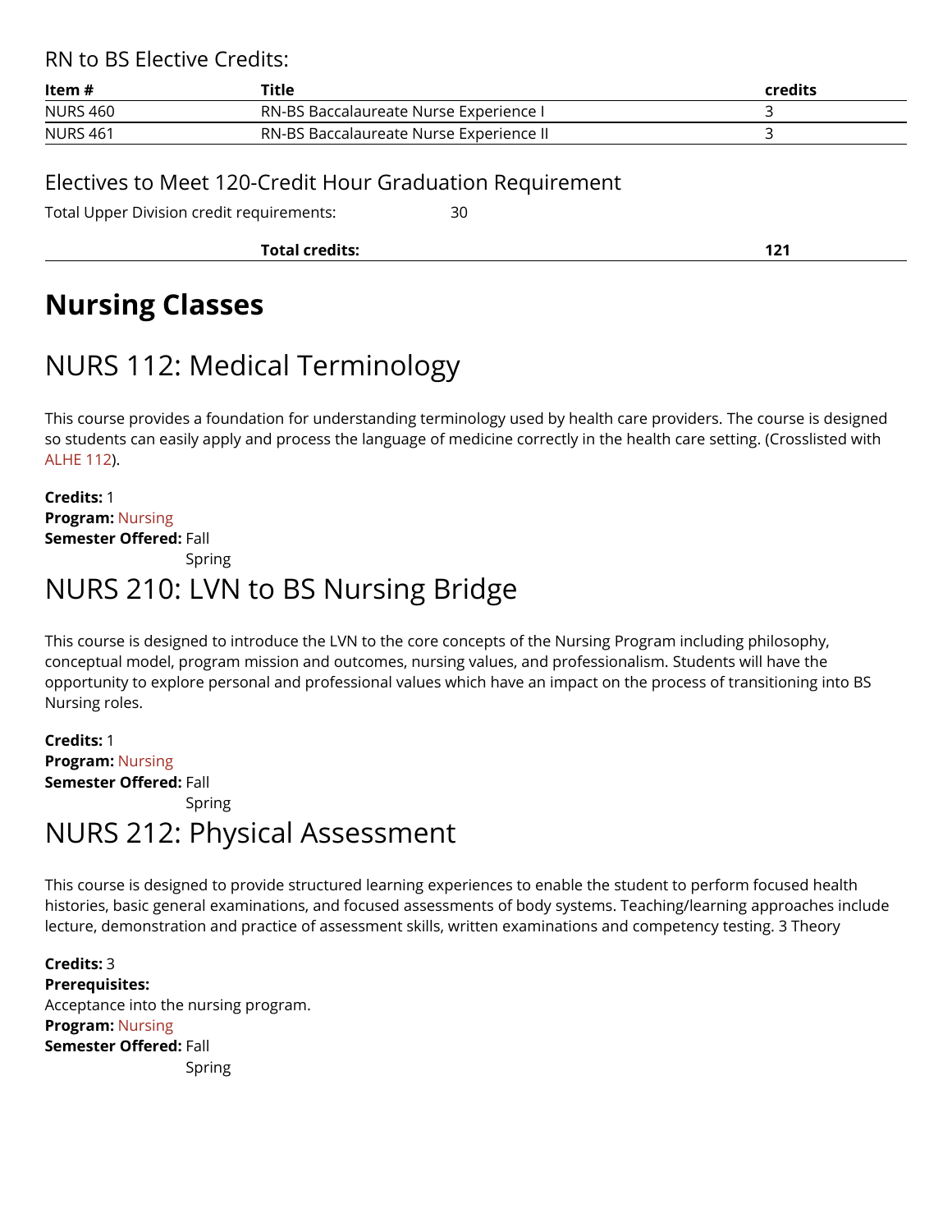### RN to BS Elective Credits:

| Item # | Title | credits |
|---|---|---|
| NURS 460 | RN-BS Baccalaureate Nurse Experience I | 3 |
| NURS 461 | RN-BS Baccalaureate Nurse Experience II | 3 |

### Electives to Meet 120-Credit Hour Graduation Requirement

Total Upper Division credit requirements: 30

| | **Total credits:** | **121** |
|---|---|---|

# Nursing Classes

## NURS 112: Medical Terminology

This course provides a foundation for understanding terminology used by health care providers. The course is designed so students can easily apply and process the language of medicine correctly in the health care setting. (Crosslisted with ALHE 112).

**Credits:** 1
**Program:** Nursing
**Semester Offered:** Fall
Spring

## NURS 210: LVN to BS Nursing Bridge

This course is designed to introduce the LVN to the core concepts of the Nursing Program including philosophy, conceptual model, program mission and outcomes, nursing values, and professionalism. Students will have the opportunity to explore personal and professional values which have an impact on the process of transitioning into BS Nursing roles.

**Credits:** 1
**Program:** Nursing
**Semester Offered:** Fall
Spring

## NURS 212: Physical Assessment

This course is designed to provide structured learning experiences to enable the student to perform focused health histories, basic general examinations, and focused assessments of body systems. Teaching/learning approaches include lecture, demonstration and practice of assessment skills, written examinations and competency testing. 3 Theory

**Credits:** 3
**Prerequisites:**
Acceptance into the nursing program.
**Program:** Nursing
**Semester Offered:** Fall
Spring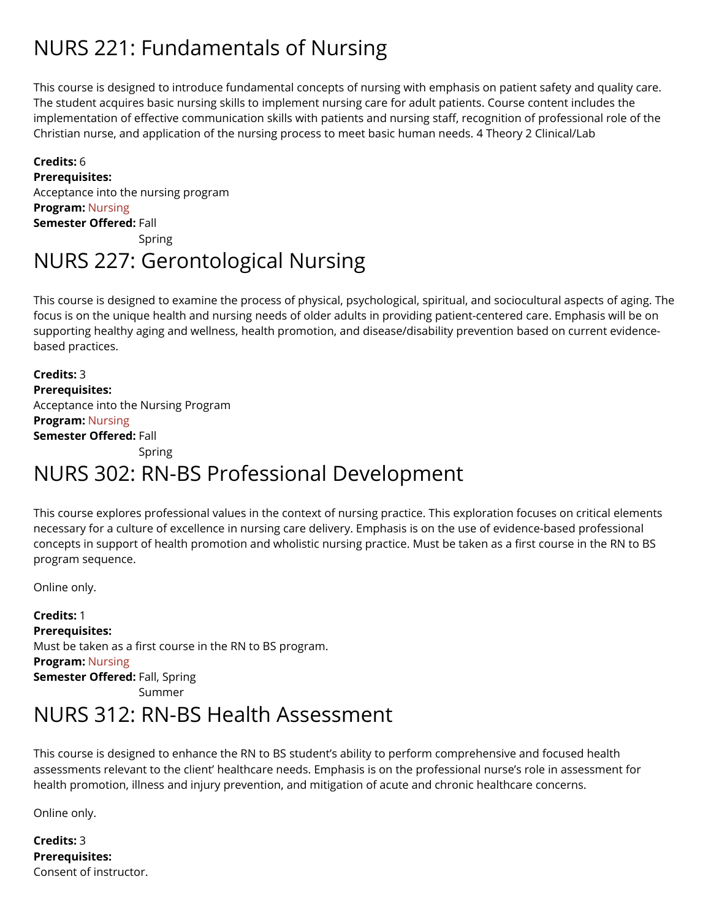# NURS 221: Fundamentals of Nursing

This course is designed to introduce fundamental concepts of nursing with emphasis on patient safety and quality care. The student acquires basic nursing skills to implement nursing care for adult patients. Course content includes the implementation of effective communication skills with patients and nursing staff, recognition of professional role of the Christian nurse, and application of the nursing process to meet basic human needs. 4 Theory 2 Clinical/Lab

**Credits:** 6
**Prerequisites:**
Acceptance into the nursing program
**Program:** Nursing
**Semester Offered:** Fall
Spring

# NURS 227: Gerontological Nursing

This course is designed to examine the process of physical, psychological, spiritual, and sociocultural aspects of aging. The focus is on the unique health and nursing needs of older adults in providing patient-centered care. Emphasis will be on supporting healthy aging and wellness, health promotion, and disease/disability prevention based on current evidence-based practices.

**Credits:** 3
**Prerequisites:**
Acceptance into the Nursing Program
**Program:** Nursing
**Semester Offered:** Fall
Spring

# NURS 302: RN-BS Professional Development

This course explores professional values in the context of nursing practice. This exploration focuses on critical elements necessary for a culture of excellence in nursing care delivery. Emphasis is on the use of evidence-based professional concepts in support of health promotion and wholistic nursing practice. Must be taken as a first course in the RN to BS program sequence.

Online only.

**Credits:** 1
**Prerequisites:**
Must be taken as a first course in the RN to BS program.
**Program:** Nursing
**Semester Offered:** Fall, Spring
Summer

# NURS 312: RN-BS Health Assessment

This course is designed to enhance the RN to BS student's ability to perform comprehensive and focused health assessments relevant to the client' healthcare needs. Emphasis is on the professional nurse's role in assessment for health promotion, illness and injury prevention, and mitigation of acute and chronic healthcare concerns.

Online only.

**Credits:** 3
**Prerequisites:**
Consent of instructor.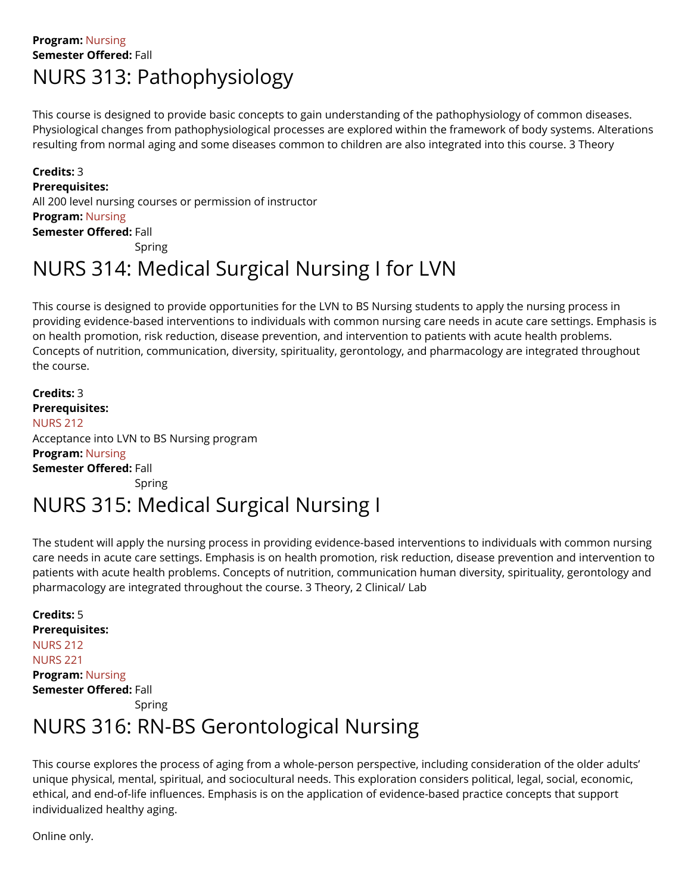**Program:** Nursing
**Semester Offered:** Fall

# NURS 313: Pathophysiology

This course is designed to provide basic concepts to gain understanding of the pathophysiology of common diseases. Physiological changes from pathophysiological processes are explored within the framework of body systems. Alterations resulting from normal aging and some diseases common to children are also integrated into this course. 3 Theory

**Credits:** 3
**Prerequisites:**
All 200 level nursing courses or permission of instructor
**Program:** Nursing
**Semester Offered:** Fall
Spring

# NURS 314: Medical Surgical Nursing I for LVN

This course is designed to provide opportunities for the LVN to BS Nursing students to apply the nursing process in providing evidence-based interventions to individuals with common nursing care needs in acute care settings. Emphasis is on health promotion, risk reduction, disease prevention, and intervention to patients with acute health problems. Concepts of nutrition, communication, diversity, spirituality, gerontology, and pharmacology are integrated throughout the course.

**Credits:** 3
**Prerequisites:**
NURS 212
Acceptance into LVN to BS Nursing program
**Program:** Nursing
**Semester Offered:** Fall
Spring

# NURS 315: Medical Surgical Nursing I

The student will apply the nursing process in providing evidence-based interventions to individuals with common nursing care needs in acute care settings. Emphasis is on health promotion, risk reduction, disease prevention and intervention to patients with acute health problems. Concepts of nutrition, communication human diversity, spirituality, gerontology and pharmacology are integrated throughout the course. 3 Theory, 2 Clinical/ Lab

**Credits:** 5
**Prerequisites:**
NURS 212
NURS 221
**Program:** Nursing
**Semester Offered:** Fall
Spring

# NURS 316: RN-BS Gerontological Nursing

This course explores the process of aging from a whole-person perspective, including consideration of the older adults' unique physical, mental, spiritual, and sociocultural needs. This exploration considers political, legal, social, economic, ethical, and end-of-life influences. Emphasis is on the application of evidence-based practice concepts that support individualized healthy aging.

Online only.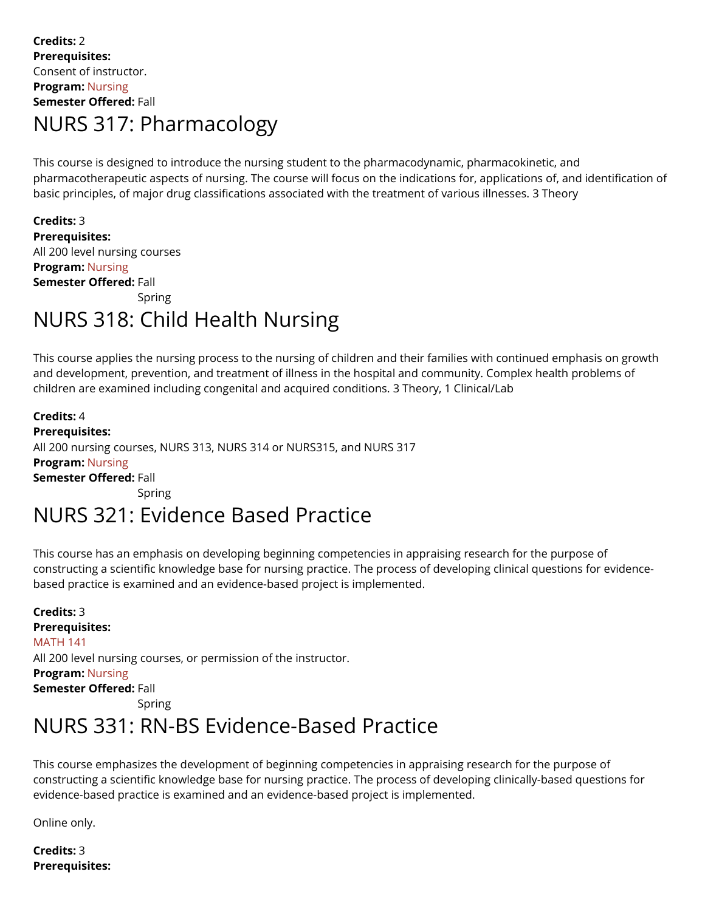**Credits:** 2
**Prerequisites:**
Consent of instructor.
**Program:** Nursing
**Semester Offered:** Fall

# NURS 317: Pharmacology

This course is designed to introduce the nursing student to the pharmacodynamic, pharmacokinetic, and pharmacotherapeutic aspects of nursing. The course will focus on the indications for, applications of, and identification of basic principles, of major drug classifications associated with the treatment of various illnesses. 3 Theory

**Credits:** 3
**Prerequisites:**
All 200 level nursing courses
**Program:** Nursing
**Semester Offered:** Fall
Spring

# NURS 318: Child Health Nursing

This course applies the nursing process to the nursing of children and their families with continued emphasis on growth and development, prevention, and treatment of illness in the hospital and community. Complex health problems of children are examined including congenital and acquired conditions. 3 Theory, 1 Clinical/Lab

**Credits:** 4
**Prerequisites:**
All 200 nursing courses, NURS 313, NURS 314 or NURS315, and NURS 317
**Program:** Nursing
**Semester Offered:** Fall
Spring

# NURS 321: Evidence Based Practice

This course has an emphasis on developing beginning competencies in appraising research for the purpose of constructing a scientific knowledge base for nursing practice. The process of developing clinical questions for evidence-based practice is examined and an evidence-based project is implemented.

**Credits:** 3
**Prerequisites:**
MATH 141
All 200 level nursing courses, or permission of the instructor.
**Program:** Nursing
**Semester Offered:** Fall
Spring

# NURS 331: RN-BS Evidence-Based Practice

This course emphasizes the development of beginning competencies in appraising research for the purpose of constructing a scientific knowledge base for nursing practice. The process of developing clinically-based questions for evidence-based practice is examined and an evidence-based project is implemented.

Online only.

**Credits:** 3
**Prerequisites:**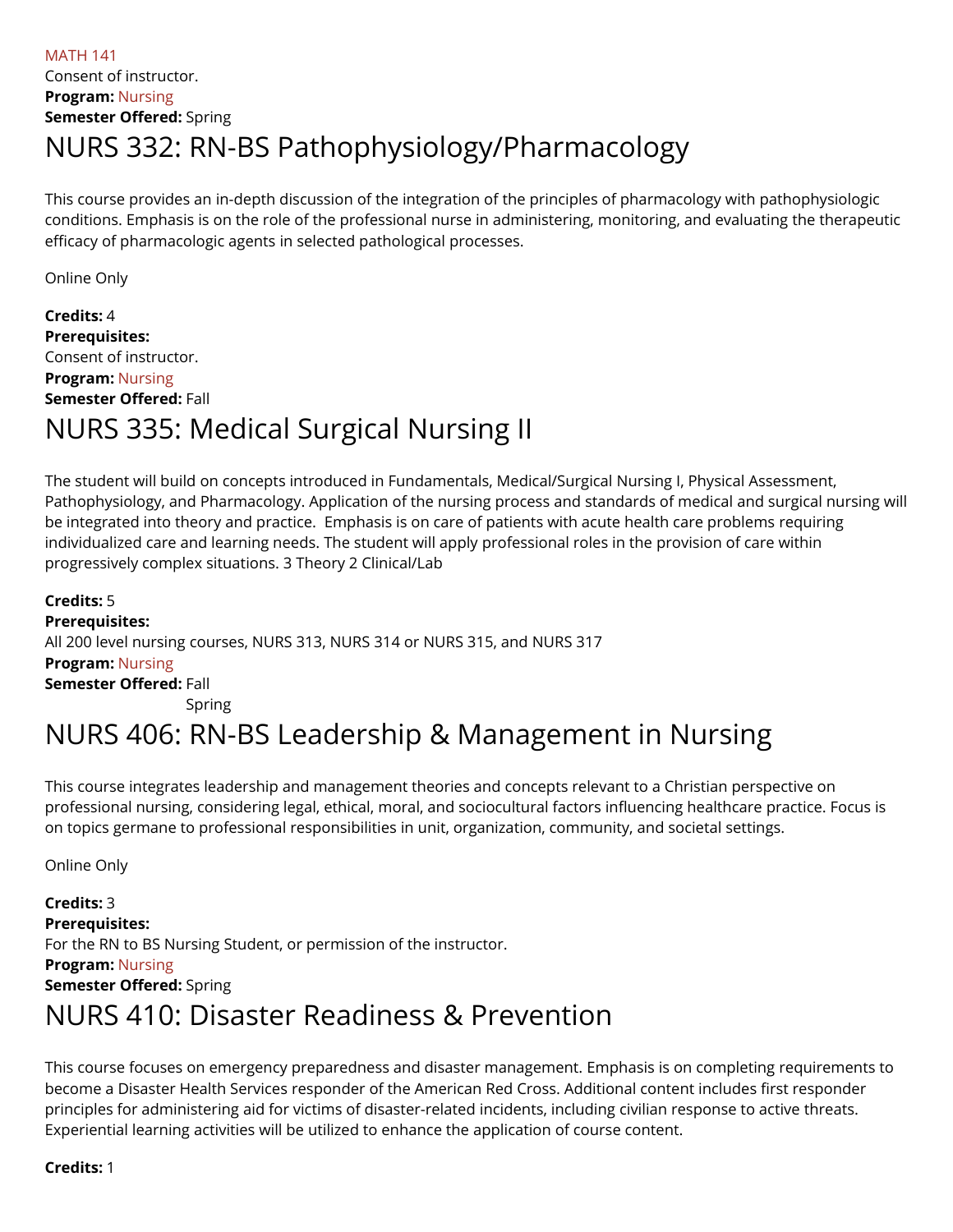MATH 141
Consent of instructor.
**Program:** Nursing
**Semester Offered:** Spring

# NURS 332: RN-BS Pathophysiology/Pharmacology

This course provides an in-depth discussion of the integration of the principles of pharmacology with pathophysiologic conditions. Emphasis is on the role of the professional nurse in administering, monitoring, and evaluating the therapeutic efficacy of pharmacologic agents in selected pathological processes.

Online Only

**Credits:** 4
**Prerequisites:**
Consent of instructor.
**Program:** Nursing
**Semester Offered:** Fall

# NURS 335: Medical Surgical Nursing II

The student will build on concepts introduced in Fundamentals, Medical/Surgical Nursing I, Physical Assessment, Pathophysiology, and Pharmacology. Application of the nursing process and standards of medical and surgical nursing will be integrated into theory and practice. Emphasis is on care of patients with acute health care problems requiring individualized care and learning needs. The student will apply professional roles in the provision of care within progressively complex situations. 3 Theory 2 Clinical/Lab

**Credits:** 5
**Prerequisites:**
All 200 level nursing courses, NURS 313, NURS 314 or NURS 315, and NURS 317
**Program:** Nursing
**Semester Offered:** Fall
Spring

# NURS 406: RN-BS Leadership & Management in Nursing

This course integrates leadership and management theories and concepts relevant to a Christian perspective on professional nursing, considering legal, ethical, moral, and sociocultural factors influencing healthcare practice. Focus is on topics germane to professional responsibilities in unit, organization, community, and societal settings.

Online Only

**Credits:** 3
**Prerequisites:**
For the RN to BS Nursing Student, or permission of the instructor.
**Program:** Nursing
**Semester Offered:** Spring

# NURS 410: Disaster Readiness & Prevention

This course focuses on emergency preparedness and disaster management. Emphasis is on completing requirements to become a Disaster Health Services responder of the American Red Cross. Additional content includes first responder principles for administering aid for victims of disaster-related incidents, including civilian response to active threats. Experiential learning activities will be utilized to enhance the application of course content.

**Credits:** 1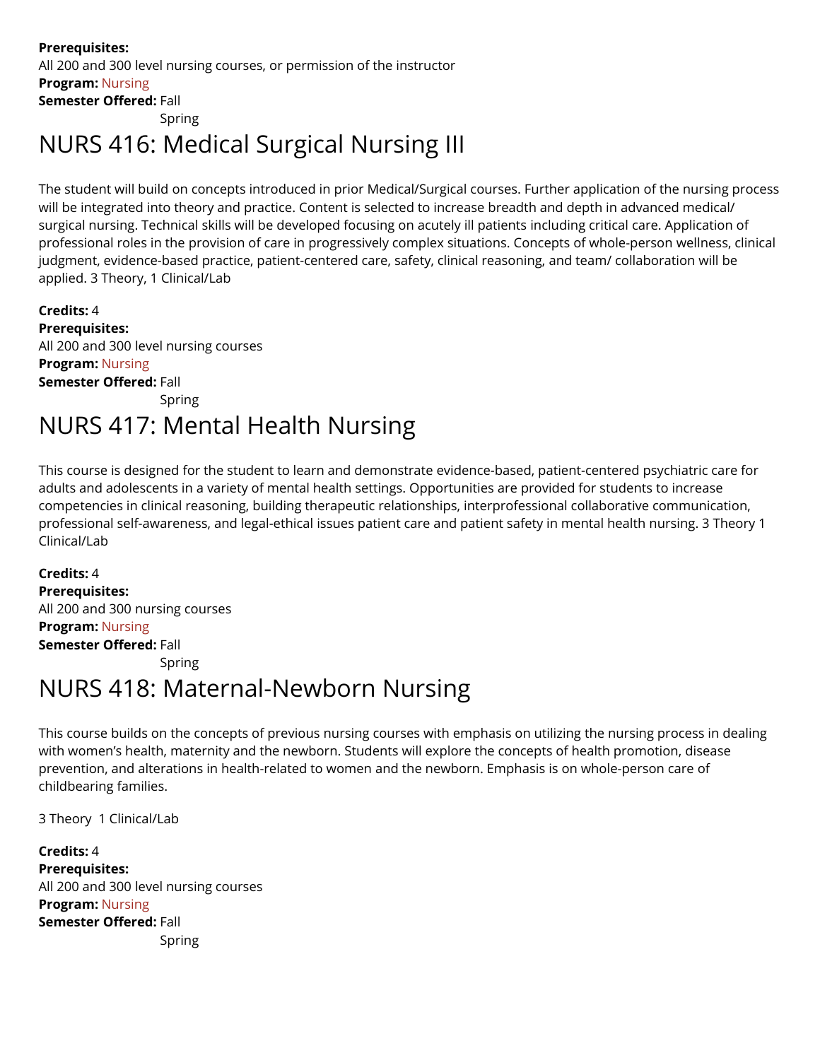**Prerequisites:**
All 200 and 300 level nursing courses, or permission of the instructor
**Program:** Nursing
**Semester Offered:** Fall
Spring

# NURS 416: Medical Surgical Nursing III

The student will build on concepts introduced in prior Medical/Surgical courses. Further application of the nursing process will be integrated into theory and practice. Content is selected to increase breadth and depth in advanced medical/ surgical nursing. Technical skills will be developed focusing on acutely ill patients including critical care. Application of professional roles in the provision of care in progressively complex situations. Concepts of whole-person wellness, clinical judgment, evidence-based practice, patient-centered care, safety, clinical reasoning, and team/ collaboration will be applied. 3 Theory, 1 Clinical/Lab

**Credits:** 4
**Prerequisites:**
All 200 and 300 level nursing courses
**Program:** Nursing
**Semester Offered:** Fall
Spring

# NURS 417: Mental Health Nursing

This course is designed for the student to learn and demonstrate evidence-based, patient-centered psychiatric care for adults and adolescents in a variety of mental health settings. Opportunities are provided for students to increase competencies in clinical reasoning, building therapeutic relationships, interprofessional collaborative communication, professional self-awareness, and legal-ethical issues patient care and patient safety in mental health nursing. 3 Theory 1 Clinical/Lab

**Credits:** 4
**Prerequisites:**
All 200 and 300 nursing courses
**Program:** Nursing
**Semester Offered:** Fall
Spring

# NURS 418: Maternal-Newborn Nursing

This course builds on the concepts of previous nursing courses with emphasis on utilizing the nursing process in dealing with women's health, maternity and the newborn. Students will explore the concepts of health promotion, disease prevention, and alterations in health-related to women and the newborn. Emphasis is on whole-person care of childbearing families.

3 Theory 1 Clinical/Lab

**Credits:** 4
**Prerequisites:**
All 200 and 300 level nursing courses
**Program:** Nursing
**Semester Offered:** Fall
Spring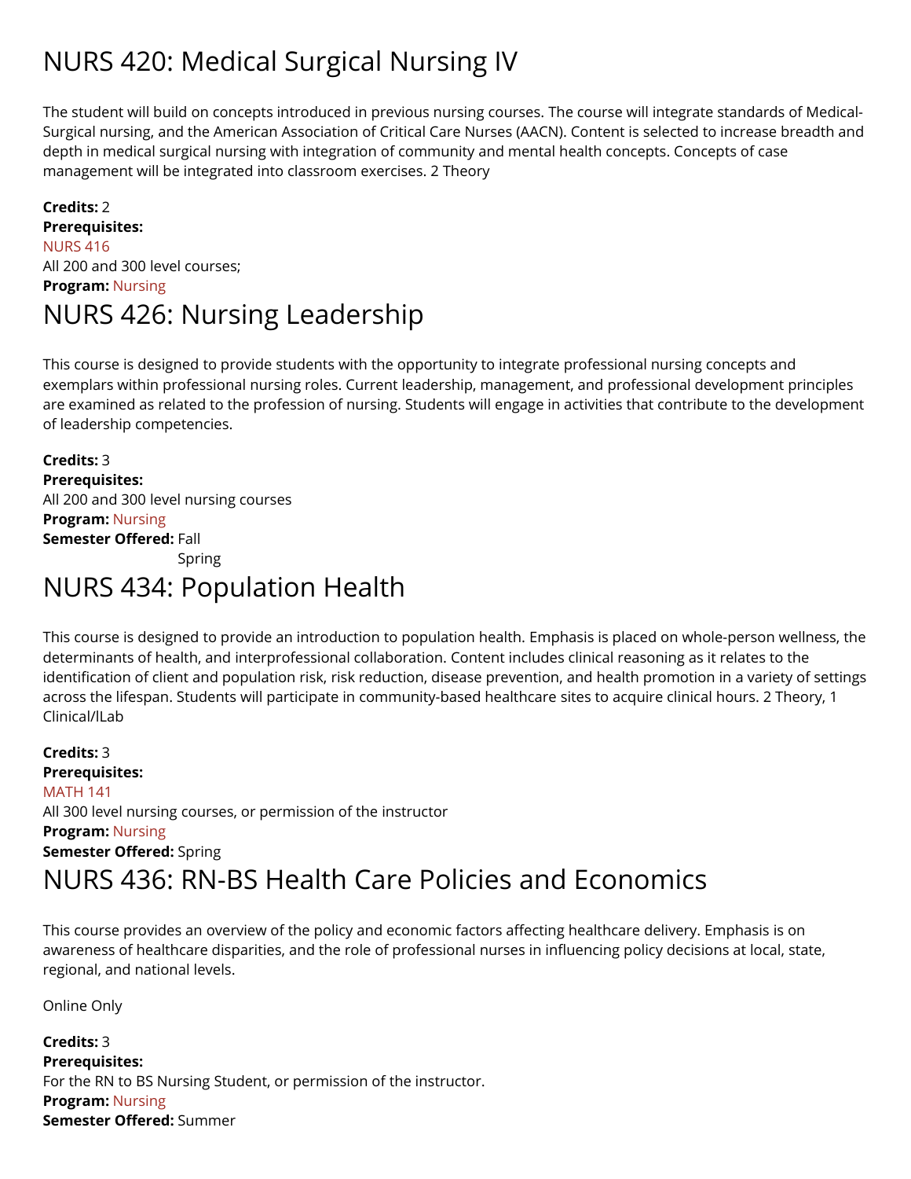# NURS 420: Medical Surgical Nursing IV

The student will build on concepts introduced in previous nursing courses. The course will integrate standards of Medical-Surgical nursing, and the American Association of Critical Care Nurses (AACN). Content is selected to increase breadth and depth in medical surgical nursing with integration of community and mental health concepts. Concepts of case management will be integrated into classroom exercises. 2 Theory

**Credits:** 2
**Prerequisites:**
NURS 416
All 200 and 300 level courses;
**Program:** Nursing

# NURS 426: Nursing Leadership

This course is designed to provide students with the opportunity to integrate professional nursing concepts and exemplars within professional nursing roles. Current leadership, management, and professional development principles are examined as related to the profession of nursing. Students will engage in activities that contribute to the development of leadership competencies.

**Credits:** 3
**Prerequisites:**
All 200 and 300 level nursing courses
**Program:** Nursing
**Semester Offered:** Fall
Spring

# NURS 434: Population Health

This course is designed to provide an introduction to population health. Emphasis is placed on whole-person wellness, the determinants of health, and interprofessional collaboration. Content includes clinical reasoning as it relates to the identification of client and population risk, risk reduction, disease prevention, and health promotion in a variety of settings across the lifespan. Students will participate in community-based healthcare sites to acquire clinical hours. 2 Theory, 1 Clinical/ILab

**Credits:** 3
**Prerequisites:**
MATH 141
All 300 level nursing courses, or permission of the instructor
**Program:** Nursing
**Semester Offered:** Spring

# NURS 436: RN-BS Health Care Policies and Economics

This course provides an overview of the policy and economic factors affecting healthcare delivery. Emphasis is on awareness of healthcare disparities, and the role of professional nurses in influencing policy decisions at local, state, regional, and national levels.

Online Only

**Credits:** 3
**Prerequisites:**
For the RN to BS Nursing Student, or permission of the instructor.
**Program:** Nursing
**Semester Offered:** Summer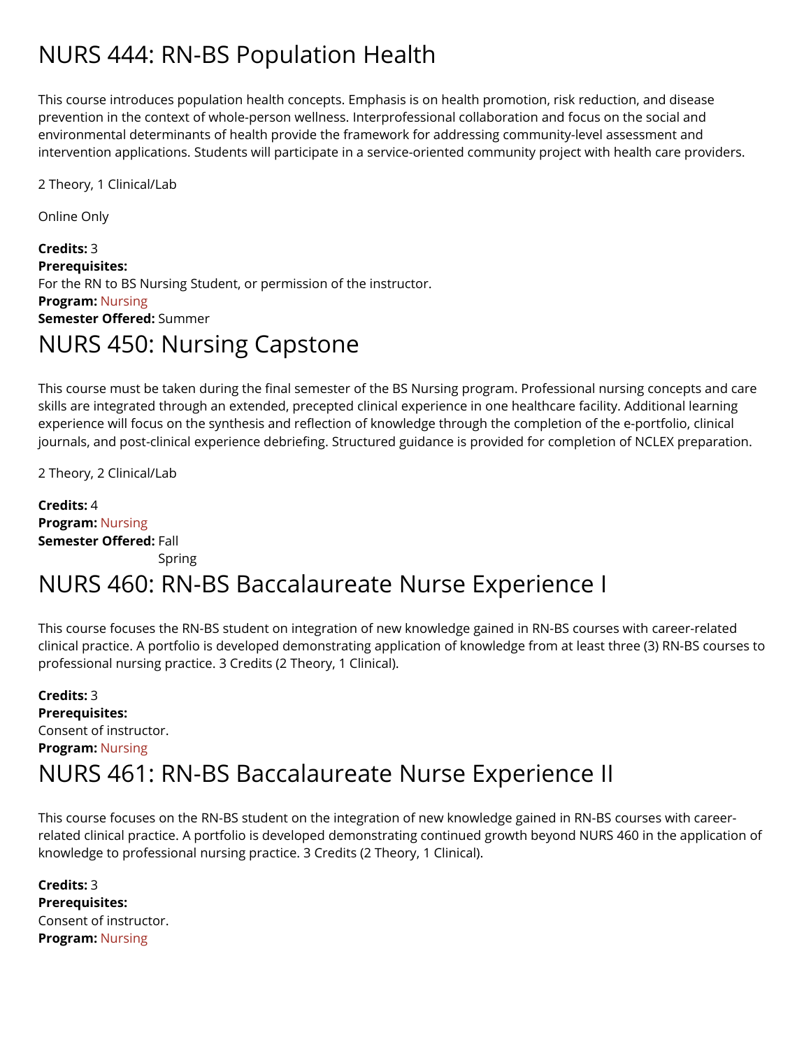# NURS 444: RN-BS Population Health

This course introduces population health concepts. Emphasis is on health promotion, risk reduction, and disease prevention in the context of whole-person wellness. Interprofessional collaboration and focus on the social and environmental determinants of health provide the framework for addressing community-level assessment and intervention applications. Students will participate in a service-oriented community project with health care providers.

2 Theory, 1 Clinical/Lab

Online Only

**Credits:** 3
**Prerequisites:**
For the RN to BS Nursing Student, or permission of the instructor.
**Program:** Nursing
**Semester Offered:** Summer

# NURS 450: Nursing Capstone

This course must be taken during the final semester of the BS Nursing program. Professional nursing concepts and care skills are integrated through an extended, precepted clinical experience in one healthcare facility. Additional learning experience will focus on the synthesis and reflection of knowledge through the completion of the e-portfolio, clinical journals, and post-clinical experience debriefing. Structured guidance is provided for completion of NCLEX preparation.

2 Theory, 2 Clinical/Lab

**Credits:** 4
**Program:** Nursing
**Semester Offered:** Fall
Spring

# NURS 460: RN-BS Baccalaureate Nurse Experience I

This course focuses the RN-BS student on integration of new knowledge gained in RN-BS courses with career-related clinical practice. A portfolio is developed demonstrating application of knowledge from at least three (3) RN-BS courses to professional nursing practice. 3 Credits (2 Theory, 1 Clinical).

**Credits:** 3
**Prerequisites:**
Consent of instructor.
**Program:** Nursing

# NURS 461: RN-BS Baccalaureate Nurse Experience II

This course focuses on the RN-BS student on the integration of new knowledge gained in RN-BS courses with career-related clinical practice. A portfolio is developed demonstrating continued growth beyond NURS 460 in the application of knowledge to professional nursing practice. 3 Credits (2 Theory, 1 Clinical).

**Credits:** 3
**Prerequisites:**
Consent of instructor.
**Program:** Nursing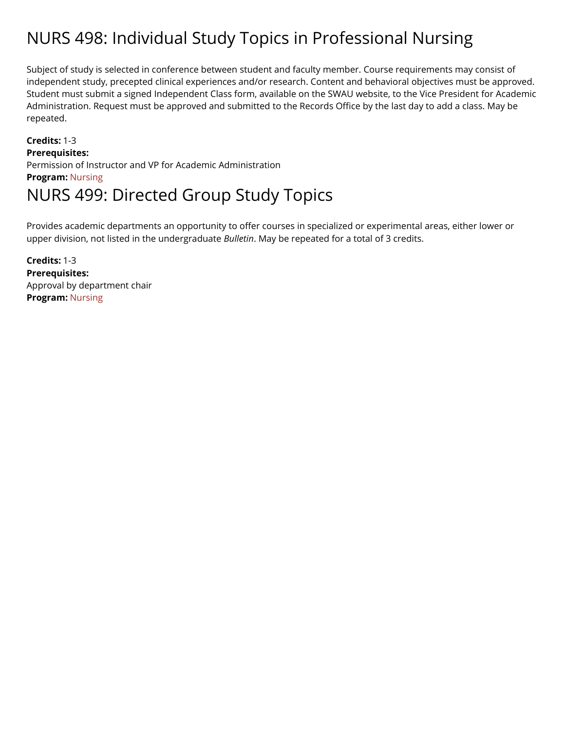# NURS 498: Individual Study Topics in Professional Nursing

Subject of study is selected in conference between student and faculty member. Course requirements may consist of independent study, precepted clinical experiences and/or research. Content and behavioral objectives must be approved. Student must submit a signed Independent Class form, available on the SWAU website, to the Vice President for Academic Administration. Request must be approved and submitted to the Records Office by the last day to add a class. May be repeated.

**Credits:** 1-3
**Prerequisites:**
Permission of Instructor and VP for Academic Administration
**Program:** Nursing

# NURS 499: Directed Group Study Topics

Provides academic departments an opportunity to offer courses in specialized or experimental areas, either lower or upper division, not listed in the undergraduate *Bulletin*. May be repeated for a total of 3 credits.

**Credits:** 1-3
**Prerequisites:**
Approval by department chair
**Program:** Nursing